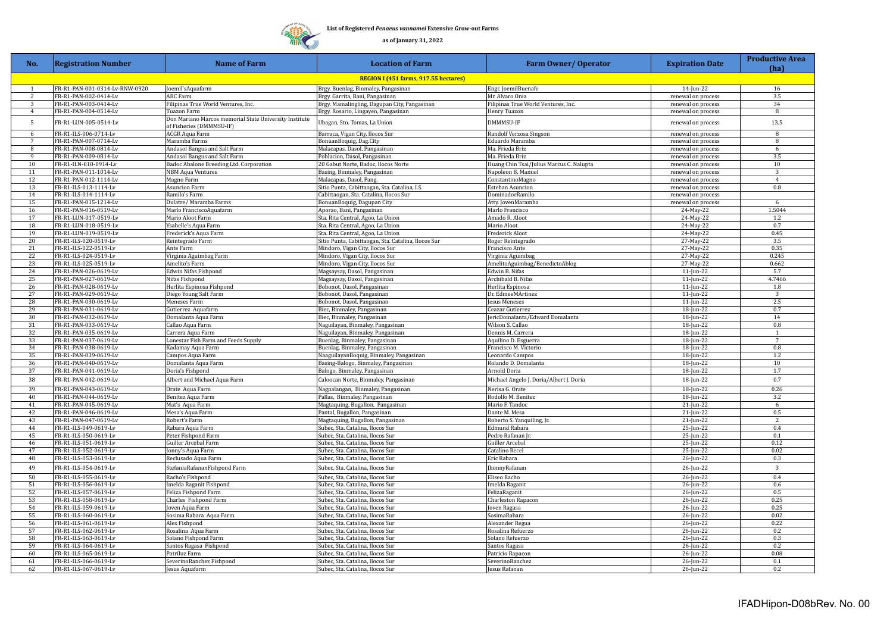**List of Registered *Penaeus vannamei* Extensive Grow-out Farms**

**as of January 31, 2022**

| No. | Registration Number | Name of Farm | Location of Farm | Farm Owner/ Operator | Expiration Date | Productive Area (ha) |
|---|---|---|---|---|---|---|
| | | | **REGION I (451 farms, 917.55 hectares)** | | | |
| 1 | FR-R1-PAN-001-0314-Lv-RNW-0920 | Joemil'sAquafarm | Brgy. Buenlag, Binmaley, Pangasinan | Engr. JoemilBuenafe | 14-Jun-22 | 16 |
| 2 | FR-R1-PAN-002-0414-Lv | ABC Farm | Brgy. Garrita, Bani, Pangasinan | Mr. Alvaro Onia | renewal on process | 3.5 |
| 3 | FR-R1-PAN-003-0414-Lv | Filipinas True World Ventures, Inc. | Brgy. Mamalingling, Dagupan City, Pangasinan | Filipinas True World Ventures, Inc. | renewal on process | 34 |
| 4 | FR-R1-PAN-004-0514-Lv | Tuazon Farm | Brgy. Rosario, Lingayen, Pangasinan | Henry Tuazon | renewal on process | 8 |
| 5 | FR-R1-LUN-005-0514-Lv | Don Mariano Marcos memorial State University Institute of Fisheries (DMMMSU-IF) | Ubagan, Sto. Tomas, La Union | DMMMSU-IF | renewal on process | 13.5 |
| 6 | FR-R1-ILS-006-0714-Lv | ACGR Aqua Farm | Barraca, Vigan City, Ilocos Sur | Randolf Verzosa Singson | renewal on process | 8 |
| 7 | FR-R1-PAN-007-0714-Lv | Maramba Farms | BonuanBoquig, Dag.City | Eduardo Maramba | renewal on process | 8 |
| 8 | FR-R1-PAN-008-0814-Lv | Andasol Bangus and Salt Farm | Malacapas, Dasol, Pangasinan | Ma. Frieda Briz | renewal on process | 6 |
| 9 | FR-R1-PAN-009-0814-Lv | Andasol Bangus and Salt Farm | Poblacion, Dasol, Pangasinan | Ma. Frieda Briz | renewal on process | 3.5 |
| 10 | FR-R1-ILN-010-0914-Lv | Badoc Abalone Breeding Ltd. Corporation | 20 Gabut Norte, Badoc, Ilocos Norte | Huang Chin Tsai/Julius Marcus C. Nalupta | renewal on process | 10 |
| 11 | FR-R1-PAN-011-1014-Lv | NBM Aqua Ventures | Basing, Binmaley, Pangasinan | Napoleon B. Manuel | renewal on process | 3 |
| 12 | FR-R1-PAN-012-1114-Lv | Magno Farm | Malacapas, Dasol, Pang. | ConstantinoMagno | renewal on process | 4 |
| 13 | FR-R1-ILS-013-1114-Lv | Asuncion Farm | Sitio Punta, Cabittaogan, Sta. Catalina, I.S. | Esteban Asuncion | renewal on process | 0.8 |
| 14 | FR-R1-ILS-014-1114-Lv | Ramilo's Farm | Cabittaogan, Sta. Catalina, Ilocos Sur | DominadorRamilo | renewal on process | |
| 15 | FR-R1-PAN-015-1214-Lv | Dulatre/ Maramba Farms | BonuanBoquig, Dagupan City | Atty. JovenMaramba | renewal on process | 6 |
| 16 | FR-R1-PAN-016-0519-Lv | Marlo FranciscoAquafarm | Aporao, Bani, Pangasinan | Marlo Francisco | 24-May-22 | 1.5044 |
| 17 | FR-R1-LUN-017-0519-Lv | Mario Aloot Farm | Sta. Rita Central, Agoo, La Union | Amado R. Aloot | 24-May-22 | 1.2 |
| 18 | FR-R1-LUN-018-0519-Lv | Ysabelle's Aqua Farm | Sta. Rita Central, Agoo, La Union | Mario Aloot | 24-May-22 | 0.7 |
| 19 | FR-R1-LUN-019-0519-Lv | Frederick's Aqua Farm | Sta. Rita Central, Agoo, La Union | Frederick Aloot | 24-May-22 | 0.45 |
| 20 | FR-R1-ILS-020-0519-Lv | Reintegrado Farm | Sitio Punta, Cabittaogan, Sta. Catalina, Ilocos Sur | Roger Reintegrado | 27-May-22 | 3.5 |
| 21 | FR-R1-ILS-022-0519-Lv | Ante Farm | Mindoro, Vigan City, Ilocos Sur | Francisco Ante | 27-May-22 | 0.35 |
| 22 | FR-R1-ILS-024-0519-Lv | Virginia Aguimbag Farm | Mindoro, Vigan City, Ilocos Sur | Virginia Aguimbag | 27-May-22 | 0.245 |
| 23 | FR-R1-ILS-025-0519-Lv | Amelito's Farm | Mindoro, Vigan City, Ilocos Sur | AmelitoAguimbag/BenedictoAblog | 27-May-22 | 0.662 |
| 24 | FR-R1-PAN-026-0619-Lv | Edwin Nifas Fishpond | Magsaysay, Dasol, Pangasinan | Edwin B. Nifas | 11-Jun-22 | 5.7 |
| 25 | FR-R1-PAN-027-0619-Lv | Nifas Fishpond | Magsaysay, Dasol, Pangasinan | Archibald B. Nifas | 11-Jun-22 | 4.7466 |
| 26 | FR-R1-PAN-028-0619-Lv | Herlita Espinosa Fishpond | Bobonot, Dasol, Pangasinan | Herlita Espinosa | 11-Jun-22 | 1.8 |
| 27 | FR-R1-PAN-029-0619-Lv | Diego Young Salt Farm | Bobonot, Dasol, Pangasinan | Dr. EdmeeMArtinez | 11-Jun-22 | 3 |
| 28 | FR-R1-PAN-030-0619-Lv | Meneses Farm | Bobonot, Dasol, Pangasinan | Jesus Meneses | 11-Jun-22 | 2.5 |
| 29 | FR-R1-PAN-031-0619-Lv | Gutierrez Aquafarm | Biec, Binmaley, Pangasinan | Ceazar Gutierrez | 18-Jun-22 | 0.7 |
| 30 | FR-R1-PAN-032-0619-Lv | Domalanta Aqua Farm | Biec, Binmaley, Pangasinan | JericDomalanta/Edward Domalanta | 18-Jun-22 | 14 |
| 31 | FR-R1-PAN-033-0619-Lv | Callao Aqua Farm | Naguilayan, Binmaley, Pangasinan | Wilson S. Callao | 18-Jun-22 | 0.8 |
| 32 | FR-R1-PAN-035-0619-Lv | Carrera Aqua Farm | Naguilayan, Binmaley, Pangasinan | Dennis M. Carrera | 18-Jun-22 | 1 |
| 33 | FR-R1-PAN-037-0619-Lv | Lonestar Fish Farm and Feeds Supply | Buenlag, Binmaley, Pangasinan | Aquilino D. Esguerra | 18-Jun-22 | 7 |
| 34 | FR-R1-PAN-038-0619-Lv | Kadamay Aqua Farm | Buenlag, Binmaley, Pangasinan | Francisco M. Victorio | 18-Jun-22 | 0.8 |
| 35 | FR-R1-PAN-039-0619-Lv | Campos Aqua Farm | NaaguilayanBoquig, Binmaley, Pangasinan | Leonardo Campos | 18-Jun-22 | 1.2 |
| 36 | FR-R1-PAN-040-0619-Lv | Domalanta Aqua Farm | Basing-Balogo, Binmaley, Pangasinan | Rolando D. Domalanta | 18-Jun-22 | 10 |
| 37 | FR-R1-PAN-041-0619-Lv | Doria's Fishpond | Balogo, Binmaley, Pangasinan | Arnold Doria | 18-Jun-22 | 1.7 |
| 38 | FR-R1-PAN-042-0619-Lv | Albert and Michael Aqua Farm | Caloocan Norte, Binmaley, Pangasinan | Michael Angelo J. Doria/Albert J. Doria | 18-Jun-22 | 0.7 |
| 39 | FR-R1-PAN-043-0619-Lv | Orate Aqua Farm | Nagpalangan, Binmaley, Pangasinan | Nerisa G. Orate | 18-Jun-22 | 0.26 |
| 40 | FR-R1-PAN-044-0619-Lv | Benitez Aqua Farm | Pallas, Binmaley, Pangasinan | Rodolfo M. Benitez | 18-Jun-22 | 3.2 |
| 41 | FR-R1-PAN-045-0619-Lv | Mat's Aqua Farm | Magtaquing, Bugallon, Pangasinan | Mario F. Tandoc | 21-Jun-22 | 6 |
| 42 | FR-R1-PAN-046-0619-Lv | Mesa's Aqua Farm | Pantal, Bugallon, Pangasinan | Dante M. Mesa | 21-Jun-22 | 0.5 |
| 43 | FR-R1-PAN-047-0619-Lv | Robert's Farm | Magtaquing, Bugallon, Pangasinan | Roberto S. Yanquiling, Jr. | 21-Jun-22 | 2 |
| 44 | FR-R1-ILS-049-0619-Lv | Rabara Aqua Farm | Subec, Sta. Catalina, Ilocos Sur | Edmund Rabara | 25-Jun-22 | 0.4 |
| 45 | FR-R1-ILS-050-0619-Lv | Peter Fishpond Farm | Subec, Sta. Catalina, Ilocos Sur | Pedro Rafanan Jr. | 25-Jun-22 | 0.1 |
| 46 | FR-R1-ILS-051-0619-Lv | Guiller Arcebal Farm | Subec, Sta. Catalina, Ilocos Sur | Guiller Arcebal | 25-Jun-22 | 0.12 |
| 47 | FR-R1-ILS-052-0619-Lv | Jonny's Aqua Farm | Subec, Sta. Catalina, Ilocos Sur | Catalino Recel | 25-Jun-22 | 0.02 |
| 48 | FR-R1-ILS-053-0619-Lv | Reclusado Aqua Farm | Subec, Sta. Catalina, Ilocos Sur | Eric Rabara | 26-Jun-22 | 0.3 |
| 49 | FR-R1-ILS-054-0619-Lv | StefaniaRafananFishpond Farm | Subec, Sta. Catalina, Ilocos Sur | JhonnyRafanan | 26-Jun-22 | 3 |
| 50 | FR-R1-ILS-055-0619-Lv | Racho's Fishpond | Subec, Sta. Catalina, Ilocos Sur | Eliseo Racho | 26-Jun-22 | 0.4 |
| 51 | FR-R1-ILS-056-0619-Lv | Imelda Raganit Fishpond | Subec, Sta. Catalina, Ilocos Sur | Imelda Raganit | 26-Jun-22 | 0.6 |
| 52 | FR-R1-ILS-057-0619-Lv | Feliza Fishpond Farm | Subec, Sta. Catalina, Ilocos Sur | FelizaRaganit | 26-Jun-22 | 0.5 |
| 53 | FR-R1-ILS-058-0619-Lv | Charles Fishpond Farm | Subec, Sta. Catalina, Ilocos Sur | Charleston Rapacon | 26-Jun-22 | 0.25 |
| 54 | FR-R1-ILS-059-0619-Lv | Joven Aqua Farm | Subec, Sta. Catalina, Ilocos Sur | Joven Ragasa | 26-Jun-22 | 0.25 |
| 55 | FR-R1-ILS-060-0619-Lv | Sosima Rabara Aqua Farm | Subec, Sta. Catalina, Ilocos Sur | SosimaRabara | 26-Jun-22 | 0.02 |
| 56 | FR-R1-ILS-061-0619-Lv | Alex Fishpond | Subec, Sta. Catalina, Ilocos Sur | Alexander Regua | 26-Jun-22 | 0.22 |
| 57 | FR-R1-ILS-062-0619-Lv | Rosalina Aqua Farm | Subec, Sta. Catalina, Ilocos Sur | Rosalina Refuerzo | 26-Jun-22 | 0.2 |
| 58 | FR-R1-ILS-063-0619-Lv | Solano Fishpond Farm | Subec, Sta. Catalina, Ilocos Sur | Solano Refuerzo | 26-Jun-22 | 0.3 |
| 59 | FR-R1-ILS-064-0619-Lv | Santos Ragasa Fishpond | Subec, Sta. Catalina, Ilocos Sur | Santos Ragasa | 26-Jun-22 | 0.2 |
| 60 | FR-R1-ILS-065-0619-Lv | Patriluz Farm | Subec, Sta. Catalina, Ilocos Sur | Patricio Rapacon | 26-Jun-22 | 0.08 |
| 61 | FR-R1-ILS-066-0619-Lv | SeverinoRanchez Fishpond | Subec, Sta. Catalina, Ilocos Sur | SeverinoRanchez | 26-Jun-22 | 0.1 |
| 62 | FR-R1-ILS-067-0619-Lv | Jesus Aquafarm | Subec, Sta. Catalina, Ilocos Sur | Jesus Rafanan | 26-Jun-22 | 0.2 |

IFADHipon-D08bRev. No. 00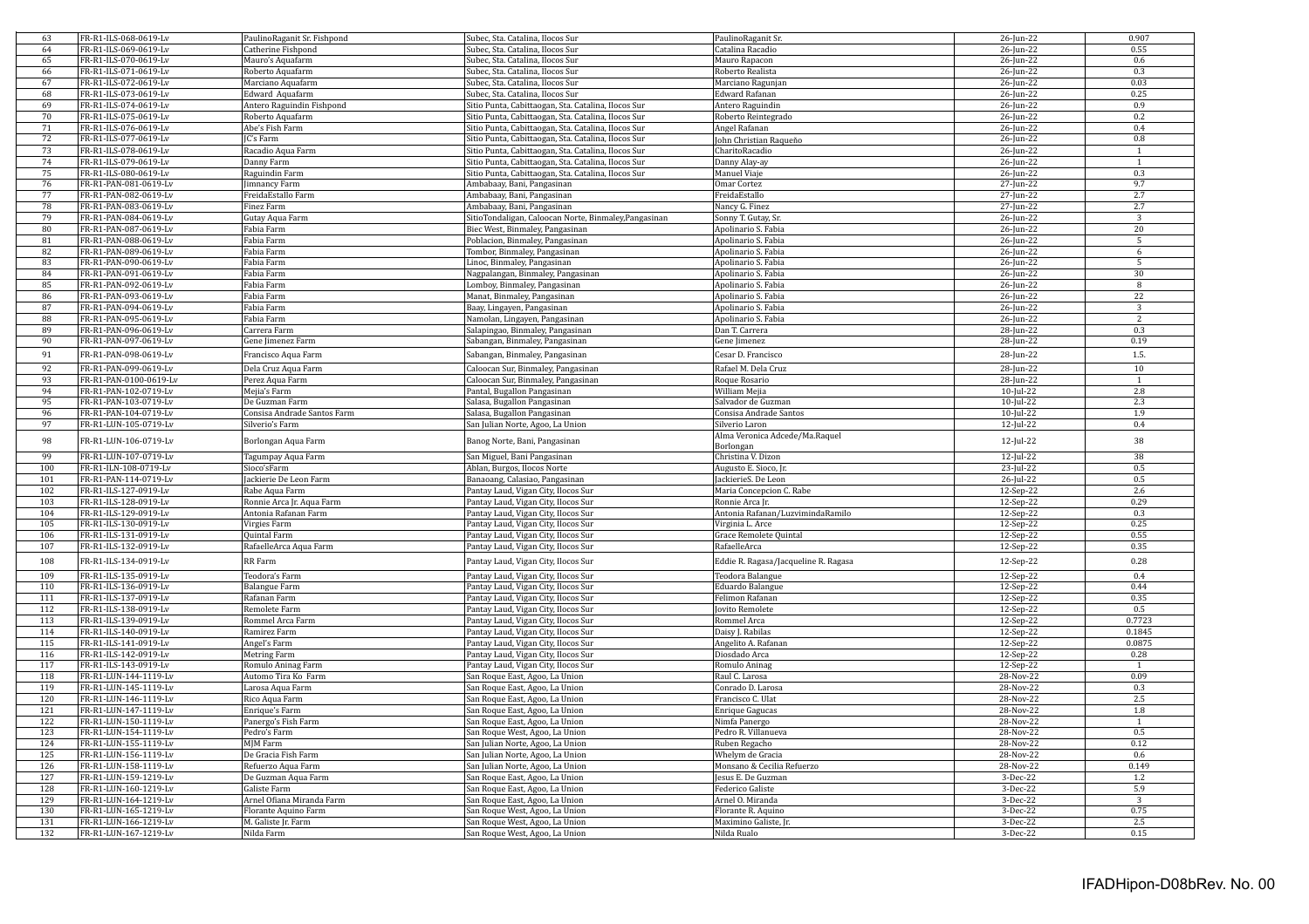| | | | | | | |
|---|---|---|---|---|---|---|
| 63 | FR-R1-ILS-068-0619-Lv | PaulinoRaganit Sr. Fishpond | Subec, Sta. Catalina, Ilocos Sur | PaulinoRaganit Sr. | 26-Jun-22 | 0.907 |
| 64 | FR-R1-ILS-069-0619-Lv | Catherine Fishpond | Subec, Sta. Catalina, Ilocos Sur | Catalina Racadio | 26-Jun-22 | 0.55 |
| 65 | FR-R1-ILS-070-0619-Lv | Mauro's Aquafarm | Subec, Sta. Catalina, Ilocos Sur | Mauro Rapacon | 26-Jun-22 | 0.6 |
| 66 | FR-R1-ILS-071-0619-Lv | Roberto Aquafarm | Subec, Sta. Catalina, Ilocos Sur | Roberto Realista | 26-Jun-22 | 0.3 |
| 67 | FR-R1-ILS-072-0619-Lv | Marciano Aquafarm | Subec, Sta. Catalina, Ilocos Sur | Marciano Ragunjan | 26-Jun-22 | 0.03 |
| 68 | FR-R1-ILS-073-0619-Lv | Edward Aquafarm | Subec, Sta. Catalina, Ilocos Sur | Edward Rafanan | 26-Jun-22 | 0.25 |
| 69 | FR-R1-ILS-074-0619-Lv | Antero Raguindin Fishpond | Sitio Punta, Cabittaogan, Sta. Catalina, Ilocos Sur | Antero Raguindin | 26-Jun-22 | 0.9 |
| 70 | FR-R1-ILS-075-0619-Lv | Roberto Aquafarm | Sitio Punta, Cabittaogan, Sta. Catalina, Ilocos Sur | Roberto Reintegrado | 26-Jun-22 | 0.2 |
| 71 | FR-R1-ILS-076-0619-Lv | Abe's Fish Farm | Sitio Punta, Cabittaogan, Sta. Catalina, Ilocos Sur | Angel Rafanan | 26-Jun-22 | 0.4 |
| 72 | FR-R1-ILS-077-0619-Lv | JC's Farm | Sitio Punta, Cabittaogan, Sta. Catalina, Ilocos Sur | John Christian Raqueño | 26-Jun-22 | 0.8 |
| 73 | FR-R1-ILS-078-0619-Lv | Racadio Aqua Farm | Sitio Punta, Cabittaogan, Sta. Catalina, Ilocos Sur | CharitoRacadio | 26-Jun-22 | 1 |
| 74 | FR-R1-ILS-079-0619-Lv | Danny Farm | Sitio Punta, Cabittaogan, Sta. Catalina, Ilocos Sur | Danny Alay-ay | 26-Jun-22 | 1 |
| 75 | FR-R1-ILS-080-0619-Lv | Raguindin Farm | Sitio Punta, Cabittaogan, Sta. Catalina, Ilocos Sur | Manuel Viaje | 26-Jun-22 | 0.3 |
| 76 | FR-R1-PAN-081-0619-Lv | Jimnancy Farm | Ambabaay, Bani, Pangasinan | Omar Cortez | 27-Jun-22 | 9.7 |
| 77 | FR-R1-PAN-082-0619-Lv | FreidaEstallo Farm | Ambabaay, Bani, Pangasinan | FreidaEstallo | 27-Jun-22 | 2.7 |
| 78 | FR-R1-PAN-083-0619-Lv | Finez Farm | Ambabaay, Bani, Pangasinan | Nancy G. Finez | 27-Jun-22 | 2.7 |
| 79 | FR-R1-PAN-084-0619-Lv | Gutay Aqua Farm | SitioTondaligan, Caloocan Norte, Binmaley,Pangasinan | Sonny T. Gutay, Sr. | 26-Jun-22 | 3 |
| 80 | FR-R1-PAN-087-0619-Lv | Fabia Farm | Biec West, Binmaley, Pangasinan | Apolinario S. Fabia | 26-Jun-22 | 20 |
| 81 | FR-R1-PAN-088-0619-Lv | Fabia Farm | Poblacion, Binmaley, Pangasinan | Apolinario S. Fabia | 26-Jun-22 | 5 |
| 82 | FR-R1-PAN-089-0619-Lv | Fabia Farm | Tombor, Binmaley, Pangasinan | Apolinario S. Fabia | 26-Jun-22 | 6 |
| 83 | FR-R1-PAN-090-0619-Lv | Fabia Farm | Linoc, Binmaley, Pangasinan | Apolinario S. Fabia | 26-Jun-22 | 5 |
| 84 | FR-R1-PAN-091-0619-Lv | Fabia Farm | Nagpalangan, Binmaley, Pangasinan | Apolinario S. Fabia | 26-Jun-22 | 30 |
| 85 | FR-R1-PAN-092-0619-Lv | Fabia Farm | Lomboy, Binmaley, Pangasinan | Apolinario S. Fabia | 26-Jun-22 | 8 |
| 86 | FR-R1-PAN-093-0619-Lv | Fabia Farm | Manat, Binmaley, Pangasinan | Apolinario S. Fabia | 26-Jun-22 | 22 |
| 87 | FR-R1-PAN-094-0619-Lv | Fabia Farm | Baay, Lingayen, Pangasinan | Apolinario S. Fabia | 26-Jun-22 | 3 |
| 88 | FR-R1-PAN-095-0619-Lv | Fabia Farm | Namolan, Lingayen, Pangasinan | Apolinario S. Fabia | 26-Jun-22 | 2 |
| 89 | FR-R1-PAN-096-0619-Lv | Carrera Farm | Salapingao, Binmaley, Pangasinan | Dan T. Carrera | 28-Jun-22 | 0.3 |
| 90 | FR-R1-PAN-097-0619-Lv | Gene Jimenez Farm | Sabangan, Binmaley, Pangasinan | Gene Jimenez | 28-Jun-22 | 0.19 |
| 91 | FR-R1-PAN-098-0619-Lv | Francisco Aqua Farm | Sabangan, Binmaley, Pangasinan | Cesar D. Francisco | 28-Jun-22 | 1.5. |
| 92 | FR-R1-PAN-099-0619-Lv | Dela Cruz Aqua Farm | Caloocan Sur, Binmaley, Pangasinan | Rafael M. Dela Cruz | 28-Jun-22 | 10 |
| 93 | FR-R1-PAN-0100-0619-Lv | Perez Aqua Farm | Caloocan Sur, Binmaley, Pangasinan | Roque Rosario | 28-Jun-22 | 1 |
| 94 | FR-R1-PAN-102-0719-Lv | Mejia's Farm | Pantal, Bugallon Pangasinan | William Mejia | 10-Jul-22 | 2.8 |
| 95 | FR-R1-PAN-103-0719-Lv | De Guzman Farm | Salasa, Bugallon Pangasinan | Salvador de Guzman | 10-Jul-22 | 2.3 |
| 96 | FR-R1-PAN-104-0719-Lv | Consisa Andrade Santos Farm | Salasa, Bugallon Pangasinan | Consisa Andrade Santos | 10-Jul-22 | 1.9 |
| 97 | FR-R1-LUN-105-0719-Lv | Silverio's Farm | San Julian Norte, Agoo, La Union | Silverio Laron | 12-Jul-22 | 0.4 |
| 98 | FR-R1-LUN-106-0719-Lv | Borlongan Aqua Farm | Banog Norte, Bani, Pangasinan | Alma Veronica Adcede/Ma.Raquel Borlongan | 12-Jul-22 | 38 |
| 99 | FR-R1-LUN-107-0719-Lv | Tagumpay Aqua Farm | San Miguel, Bani Pangasinan | Christina V. Dizon | 12-Jul-22 | 38 |
| 100 | FR-R1-ILN-108-0719-Lv | Sioco'sFarm | Ablan, Burgos, Ilocos Norte | Augusto E. Sioco, Jr. | 23-Jul-22 | 0.5 |
| 101 | FR-R1-PAN-114-0719-Lv | Jackierie De Leon Farm | Banaoang, Calasiao, Pangasinan | JackierieS. De Leon | 26-Jul-22 | 0.5 |
| 102 | FR-R1-ILS-127-0919-Lv | Rabe Aqua Farm | Pantay Laud, Vigan City, Ilocos Sur | Maria Concepcion C. Rabe | 12-Sep-22 | 2.6 |
| 103 | FR-R1-ILS-128-0919-Lv | Ronnie Arca Jr. Aqua Farm | Pantay Laud, Vigan City, Ilocos Sur | Ronnie Arca Jr. | 12-Sep-22 | 0.29 |
| 104 | FR-R1-ILS-129-0919-Lv | Antonia Rafanan Farm | Pantay Laud, Vigan City, Ilocos Sur | Antonia Rafanan/LuzvimindaRamilo | 12-Sep-22 | 0.3 |
| 105 | FR-R1-ILS-130-0919-Lv | Virgies Farm | Pantay Laud, Vigan City, Ilocos Sur | Virginia L. Arce | 12-Sep-22 | 0.25 |
| 106 | FR-R1-ILS-131-0919-Lv | Quintal Farm | Pantay Laud, Vigan City, Ilocos Sur | Grace Remolete Quintal | 12-Sep-22 | 0.55 |
| 107 | FR-R1-ILS-132-0919-Lv | RafaelleArca Aqua Farm | Pantay Laud, Vigan City, Ilocos Sur | RafaelleArca | 12-Sep-22 | 0.35 |
| 108 | FR-R1-ILS-134-0919-Lv | RR Farm | Pantay Laud, Vigan City, Ilocos Sur | Eddie R. Ragasa/Jacqueline R. Ragasa | 12-Sep-22 | 0.28 |
| 109 | FR-R1-ILS-135-0919-Lv | Teodora's Farm | Pantay Laud, Vigan City, Ilocos Sur | Teodora Balangue | 12-Sep-22 | 0.4 |
| 110 | FR-R1-ILS-136-0919-Lv | Balangue Farm | Pantay Laud, Vigan City, Ilocos Sur | Eduardo Balangue | 12-Sep-22 | 0.44 |
| 111 | FR-R1-ILS-137-0919-Lv | Rafanan Farm | Pantay Laud, Vigan City, Ilocos Sur | Felimon Rafanan | 12-Sep-22 | 0.35 |
| 112 | FR-R1-ILS-138-0919-Lv | Remolete Farm | Pantay Laud, Vigan City, Ilocos Sur | Jovito Remolete | 12-Sep-22 | 0.5 |
| 113 | FR-R1-ILS-139-0919-Lv | Rommel Arca Farm | Pantay Laud, Vigan City, Ilocos Sur | Rommel Arca | 12-Sep-22 | 0.7723 |
| 114 | FR-R1-ILS-140-0919-Lv | Ramirez Farm | Pantay Laud, Vigan City, Ilocos Sur | Daisy J. Rabilas | 12-Sep-22 | 0.1845 |
| 115 | FR-R1-ILS-141-0919-Lv | Angel's Farm | Pantay Laud, Vigan City, Ilocos Sur | Angelito A. Rafanan | 12-Sep-22 | 0.0875 |
| 116 | FR-R1-ILS-142-0919-Lv | Metring Farm | Pantay Laud, Vigan City, Ilocos Sur | Diosdado Arca | 12-Sep-22 | 0.28 |
| 117 | FR-R1-ILS-143-0919-Lv | Romulo Aninag Farm | Pantay Laud, Vigan City, Ilocos Sur | Romulo Aninag | 12-Sep-22 | 1 |
| 118 | FR-R1-LUN-144-1119-Lv | Automo Tira Ko Farm | San Roque East, Agoo, La Union | Raul C. Larosa | 28-Nov-22 | 0.09 |
| 119 | FR-R1-LUN-145-1119-Lv | Larosa Aqua Farm | San Roque East, Agoo, La Union | Conrado D. Larosa | 28-Nov-22 | 0.3 |
| 120 | FR-R1-LUN-146-1119-Lv | Rico Aqua Farm | San Roque East, Agoo, La Union | Francisco C. Ulat | 28-Nov-22 | 2.5 |
| 121 | FR-R1-LUN-147-1119-Lv | Enrique's Farm | San Roque East, Agoo, La Union | Enrique Gagucas | 28-Nov-22 | 1.8 |
| 122 | FR-R1-LUN-150-1119-Lv | Panergo's Fish Farm | San Roque East, Agoo, La Union | Nimfa Panergo | 28-Nov-22 | 1 |
| 123 | FR-R1-LUN-154-1119-Lv | Pedro's Farm | San Roque West, Agoo, La Union | Pedro R. Villanueva | 28-Nov-22 | 0.5 |
| 124 | FR-R1-LUN-155-1119-Lv | MJM Farm | San Julian Norte, Agoo, La Union | Ruben Regacho | 28-Nov-22 | 0.12 |
| 125 | FR-R1-LUN-156-1119-Lv | De Gracia Fish Farm | San Julian Norte, Agoo, La Union | Whelym de Gracia | 28-Nov-22 | 0.6 |
| 126 | FR-R1-LUN-158-1119-Lv | Refuerzo Aqua Farm | San Julian Norte, Agoo, La Union | Monsano & Cecilia Refuerzo | 28-Nov-22 | 0.149 |
| 127 | FR-R1-LUN-159-1219-Lv | De Guzman Aqua Farm | San Roque East, Agoo, La Union | Jesus E. De Guzman | 3-Dec-22 | 1.2 |
| 128 | FR-R1-LUN-160-1219-Lv | Galiste Farm | San Roque East, Agoo, La Union | Federico Galiste | 3-Dec-22 | 5.9 |
| 129 | FR-R1-LUN-164-1219-Lv | Arnel Ofiana Miranda Farm | San Roque East, Agoo, La Union | Arnel O. Miranda | 3-Dec-22 | 3 |
| 130 | FR-R1-LUN-165-1219-Lv | Florante Aquino Farm | San Roque West, Agoo, La Union | Florante R. Aquino | 3-Dec-22 | 0.75 |
| 131 | FR-R1-LUN-166-1219-Lv | M. Galiste Jr. Farm | San Roque West, Agoo, La Union | Maximino Galiste, Jr. | 3-Dec-22 | 2.5 |
| 132 | FR-R1-LUN-167-1219-Lv | Nilda Farm | San Roque West, Agoo, La Union | Nilda Rualo | 3-Dec-22 | 0.15 |

IFADHipon-D08bRev. No. 00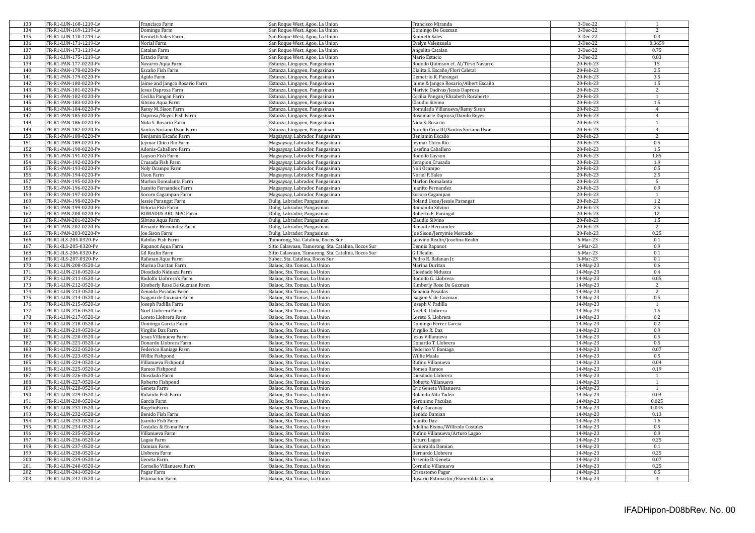| | | | | | | |
|---|---|---|---|---|---|---|
| 133 | FR-R1-LUN-168-1219-Lv | Francisco Farm | San Roque West, Agoo, La Union | Francisco Miranda | 3-Dec-22 | 1 |
| 134 | FR-R1-LUN-169-1219-Lv | Domingo Farm | San Roque West, Agoo, La Union | Domingo De Guzman | 3-Dec-22 | 2 |
| 135 | FR-R1-LUN-170-1219-Lv | Kenneth Sales Farm | San Roque West, Agoo, La Union | Kenneth Sales | 3-Dec-22 | 0.3 |
| 136 | FR-R1-LUN-171-1219-Lv | Norial Farm | San Roque West, Agoo, La Union | Evelyn Valenzuela | 3-Dec-22 | 0.3659 |
| 137 | FR-R1-LUN-173-1219-Lv | Catalan Farm | San Roque West, Agoo, La Union | Angelito Catalan | 3-Dec-22 | 0.75 |
| 138 | FR-R1-LUN-175-1219-Lv | Estacio Farm | San Roque West, Agoo, La Union | Mario Estacio | 3-Dec-22 | 0.83 |
| 139 | FR-R1-PAN-177-0220-Pv | Navarro Aqua Farm | Estanza, Lingayen, Pangasinan | Rodolfo Quimson et. Al/Tirso Navarro | 20-Feb-23 | 15 |
| 140 | FR-R1-PAN-178-0220-Pv | Escaño Fish Farm | Estanza, Lingayen, Pangasinan | Dialita S. Escaño/Flori Caletal | 20-Feb-23 | 2.5 |
| 141 | FR-R1-PAN-179-0220-Pv | Agido Farm | Estanza, Lingayen, Pangasinan | Demetrio R. Parangat | 20-Feb-23 | 3.5 |
| 142 | FR-R1-PAN-180-0220-Pv | Jaime and Jangco Rosario Farm | Estanza, Lingayen, Pangasinan | Jaime & Jangco Rosario/Albert Escaño | 20-Feb-23 | 1.5 |
| 143 | FR-R1-PAN-181-0220-Pv | Jesus Daprosa Farm | Estanza, Lingayen, Pangasinan | Marivic Dadivas/Jesus Daprosa | 20-Feb-23 | 2 |
| 144 | FR-R1-PAN-182-0220-Pv | Cecilia Pangan Farm | Estanza, Lingayen, Pangasinan | Cecilia Pangan/Elizabeth Rocaberte | 20-Feb-23 | 1 |
| 145 | FR-R1-PAN-183-0220-Pv | Silvino Aqua Farm | Estanza, Lingayen, Pangasinan | Claudio Silvino | 20-Feb-23 | 1.5 |
| 146 | FR-R1-PAN-184-0220-Pv | Remy M. Sison Farm | Estanza, Lingayen, Pangasinan | Romulado Villanueva/Remy Sison | 20-Feb-23 | 4 |
| 147 | FR-R1-PAN-185-0220-Pv | Daprosa/Reyes Fish Farm | Estanza, Lingayen, Pangasinan | Rosemarie Daprosa/Danilo Reyes | 20-Feb-23 | 4 |
| 148 | FR-R1-PAN-186-0220-Pv | Nida S. Rosario Farm | Estanza, Lingayen, Pangasinan | Nida S. Rosario | 20-Feb-23 | 1 |
| 149 | FR-R1-PAN-187-0220-Pv | Santos Soriano Uson Farm | Estanza, Lingayen, Pangasinan | Aurelio Cruz III/Santos Soriano Uson | 20-Feb-23 | 4 |
| 150 | FR-R1-PAN-188-0220-Pv | Benjamin Escaño Farm | Magsaysay, Labrador, Pangasinan | Benjamin Escaño | 20-Feb-23 | 2 |
| 151 | FR-R1-PAN-189-0220-Pv | Jeymar Chico Rio Farm | Magsaysay, Labrador, Pangasinan | Jeymar Chico Rio | 20-Feb-23 | 0.5 |
| 152 | FR-R1-PAN-190-0220-Pv | Adonis-Caballero Farm | Magsaysay, Labrador, Pangasinan | Josefina Caballero | 20-Feb-23 | 1.5 |
| 153 | FR-R1-PAN-191-0220-Pv | Layson Fish Farm | Magsaysay, Labrador, Pangasinan | Rodolfo Layson | 20-Feb-23 | 1.85 |
| 154 | FR-R1-PAN-192-0220-Pv | Crusada Fish Farm | Magsaysay, Labrador, Pangasinan | Serapion Crusada | 20-Feb-23 | 1.9 |
| 155 | FR-R1-PAN-193-0220-Pv | Noly Ocampo Farm | Magsaysay, Labrador, Pangasinan | Noli Ocampo | 20-Feb-23 | 0.5 |
| 156 | FR-R1-PAN-194-0220-Pv | Uson Farm | Magsaysay, Labrador, Pangasinan | Noriel P. Sales | 20-Feb-23 | 2.5 |
| 157 | FR-R1-PAN-195-0220-Pv | Marlon Domalanta Farm | Magsaysay, Labrador, Pangasinan | Marlon Domalanta | 20-Feb-23 | 5 |
| 158 | FR-R1-PAN-196-0220-Pv | Juanito Fernandez Farm | Magsaysay, Labrador, Pangasinan | Juanito Fernandez | 20-Feb-23 | 0.9 |
| 159 | FR-R1-PAN-197-0220-Pv | Socoro Cagampan Farm | Magsaysay, Labrador, Pangasinan | Socoro Cagampan | 20-Feb-23 | 1 |
| 160 | FR-R1-PAN-198-0220-Pv | Jessie Parangat Farm | Dulig, Labrador, Pangasinan | Roland Uson/Jessie Parangat | 20-Feb-23 | 1.2 |
| 161 | FR-R1-PAN-199-0220-Pv | Veloria Fish Farm | Dulig, Labrador, Pangasinan | Romanito Silvino | 20-Feb-23 | 2.5 |
| 162 | FR-R1-PAN-200-0220-Pv | BOMADUS ARC-MPC Farm | Dulig, Labrador, Pangasinan | Roberto E. Parangat | 20-Feb-23 | 12 |
| 163 | FR-R1-PAN-201-0220-Pv | Silvino Aqua Farm | Dulig, Labrador, Pangasinan | Claudio Silvino | 20-Feb-23 | 1.5 |
| 164 | FR-R1-PAN-202-0220-Pv | Renante Hernandez Farm | Dulig, Labrador, Pangasinan | Renante Hernandez | 20-Feb-23 | 2 |
| 165 | FR-R1-PAN-203-0220-Pv | Joe Sison Farm | Dulig, Labrador, Pangasinan | Joe Sison/Jerrymie Mercado | 20-Feb-23 | 0.25 |
| 166 | FR-R1-ILS-204-0320-Pv | Rabilas Fish Farm | Tamorong, Sta. Catalina, Ilocos Sur | Leovino Realin/Josefina Realin | 6-Mar-23 | 0.1 |
| 167 | FR-R1-ILS-205-0320-Pv | Rapanot Aqua Farm | Sitio Calawaan, Tamorong, Sta. Catalina, Ilocos Sur | Dennis Rapanot | 6-Mar-23 | 0.9 |
| 168 | FR-R1-ILS-206-0320-Pv | Gil Realin Farm | Sitio Calawaan, Tamorong, Sta. Catalina, Ilocos Sur | Gil Realin | 6-Mar-23 | 0.1 |
| 169 | FR-R1-ILS-207-0320-Pv | Rafanan Aqua Farm | Subec, Sta. Catalina, Ilocos Sur | Pedro R. Rafanan Jr. | 6-Mar-23 | 0.1 |
| 170 | FR-R1-LUN-208-0520-Lv | Marina Duritan Farm | Balaoc, Sto. Tomas, La Union | Marina Duritan | 14-May-23 | 0.6 |
| 171 | FR-R1-LUN-210-0520-Lv | Diosdado Niduaza Farm | Balaoc, Sto. Tomas, La Union | Diosdado Niduaza | 14-May-23 | 0.4 |
| 172 | FR-R1-LUN-211-0520-Lv | Rodolfo Llobrera's Farm | Balaoc, Sto. Tomas, La Union | Rodolfo G. Llobrera | 14-May-23 | 0.05 |
| 173 | FR-R1-LUN-212-0520-Lv | Kimberly Rose De Guzman Farm | Balaoc, Sto. Tomas, La Union | Kimberly Rose De Guzman | 14-May-23 | 2 |
| 174 | FR-R1-LUN-213-0520-Lv | Zenaida Posadas Farm | Balaoc, Sto. Tomas, La Union | Zenaida Posadas | 14-May-23 | 2 |
| 175 | FR-R1-LUN-214-0520-Lv | Isagani de Guzman Farm | Balaoc, Sto. Tomas, La Union | Isagani V. de Guzman | 14-May-23 | 0.5 |
| 176 | FR-R1-LUN-215-0520-Lv | Joseph Padilla Farm | Balaoc, Sto. Tomas, La Union | Joseph V. Padilla | 14-May-23 | 1 |
| 177 | FR-R1-LUN-216-0520-Lv | Noel Llobrera Farm | Balaoc, Sto. Tomas, La Union | Noel R. Llobrera | 14-May-23 | 1.5 |
| 178 | FR-R1-LUN-217-0520-Lv | Loreto Llobrera Farm | Balaoc, Sto. Tomas, La Union | Loreto S. Llobrera | 14-May-23 | 0.2 |
| 179 | FR-R1-LUN-218-0520-Lv | Domingo Garcia Farm | Balaoc, Sto. Tomas, La Union | Domingo Ferrer Garcia | 14-May-23 | 0.2 |
| 180 | FR-R1-LUN-219-0520-Lv | Virgilio Daz Farm | Balaoc, Sto. Tomas, La Union | Virgilio R. Daz | 14-May-23 | 0.9 |
| 181 | FR-R1-LUN-220-0520-Lv | Jesus Villanueva Farm | Balaoc, Sto. Tomas, La Union | Jesus Villanueva | 14-May-23 | 0.5 |
| 182 | FR-R1-LUN-221-0520-Lv | Donardo Llobrera Farm | Balaoc, Sto. Tomas, La Union | Donardo T. Llobrera | 14-May-23 | 0.5 |
| 183 | FR-R1-LUN-222-0520-Lv | Federico Baniaga Farm | Balaoc, Sto. Tomas, La Union | Federico V. Baniaga | 14-May-23 | 0.07 |
| 184 | FR-R1-LUN-223-0520-Lv | Willie Fishpond | Balaoc, Sto. Tomas, La Union | Willie Maala | 14-May-23 | 0.5 |
| 185 | FR-R1-LUN-224-0520-Lv | Villanueva Fishpond | Balaoc, Sto. Tomas, La Union | Rufino Villanueva | 14-May-23 | 0.04 |
| 186 | FR-R1-LUN-225-0520-Lv | Ramos Fishpond | Balaoc, Sto. Tomas, La Union | Romeo Ramos | 14-May-23 | 0.19 |
| 187 | FR-R1-LUN-226-0520-Lv | Diosdado Farm | Balaoc, Sto. Tomas, La Union | Diosdado Llobrera | 14-May-23 | 1 |
| 188 | FR-R1-LUN-227-0520-Lv | Roberto Fishpond | Balaoc, Sto. Tomas, La Union | Roberto Villanueva | 14-May-23 | 1 |
| 189 | FR-R1-LUN-228-0520-Lv | Geneta Farm | Balaoc, Sto. Tomas, La Union | Eric Geneta Villanueva | 14-May-23 | 1 |
| 190 | FR-R1-LUN-229-0520-Lv | Rolando Fish Farm | Balaoc, Sto. Tomas, La Union | Rolando Nifa Tadeo | 14-May-23 | 0.04 |
| 191 | FR-R1-LUN-230-0520-Lv | Garcia Farm | Balaoc, Sto. Tomas, La Union | Geronimo Paculan | 14-May-23 | 0.025 |
| 192 | FR-R1-LUN-231-0520-Lv | RogelioFarm | Balaoc, Sto. Tomas, La Union | Rolly Dacanay | 14-May-23 | 0.045 |
| 193 | FR-R1-LUN-232-0520-Lv | Benido Fish Farm | Balaoc, Sto. Tomas, La Union | Benido Damian | 14-May-23 | 0.13 |
| 194 | FR-R1-LUN-233-0520-Lv | Juanito Fish Farm | Balaoc, Sto. Tomas, La Union | Juanito Daz | 14-May-23 | 1.6 |
| 195 | FR-R1-LUN-234-0520-Lv | Costales & Eisma Farm | Balaoc, Sto. Tomas, La Union | Adelina Eisma/Wilfredo Costales | 14-May-23 | 0.5 |
| 196 | FR-R1-LUN-235-0520-Lv | Villanueva Farm | Balaoc, Sto. Tomas, La Union | Rufino Villanueva/Arturo Lagao | 14-May-23 | 0.9 |
| 197 | FR-R1-LUN-236-0520-Lv | Lagao Farm | Balaoc, Sto. Tomas, La Union | Arturo Lagao | 14-May-23 | 0.25 |
| 198 | FR-R1-LUN-237-0520-Lv | Damian Farm | Balaoc, Sto. Tomas, La Union | Esmeralda Damian | 14-May-23 | 0.1 |
| 199 | FR-R1-LUN-238-0520-Lv | Llobrera Farm | Balaoc, Sto. Tomas, La Union | Bernardo Llobrera | 14-May-23 | 0.25 |
| 200 | FR-R1-LUN-239-0520-Lv | Geneta Farm | Balaoc, Sto. Tomas, La Union | Arsenio D. Geneta | 14-May-23 | 0.07 |
| 201 | FR-R1-LUN-240-0520-Lv | Cornelio Villanueva Farm | Balaoc, Sto. Tomas, La Union | Cornelio Villanueva | 14-May-23 | 0.25 |
| 202 | FR-R1-LUN-241-0520-Lv | Pagar Farm | Balaoc, Sto. Tomas, La Union | Crisostomo Pagar | 14-May-23 | 0.5 |
| 203 | FR-R1-LUN-242-0520-Lv | Estonactoc Farm | Balaoc, Sto. Tomas, La Union | Rosario Estonactoc/Esmeralda Garcia | 14-May-23 | 3 |

IFADHipon-D08bRev. No. 00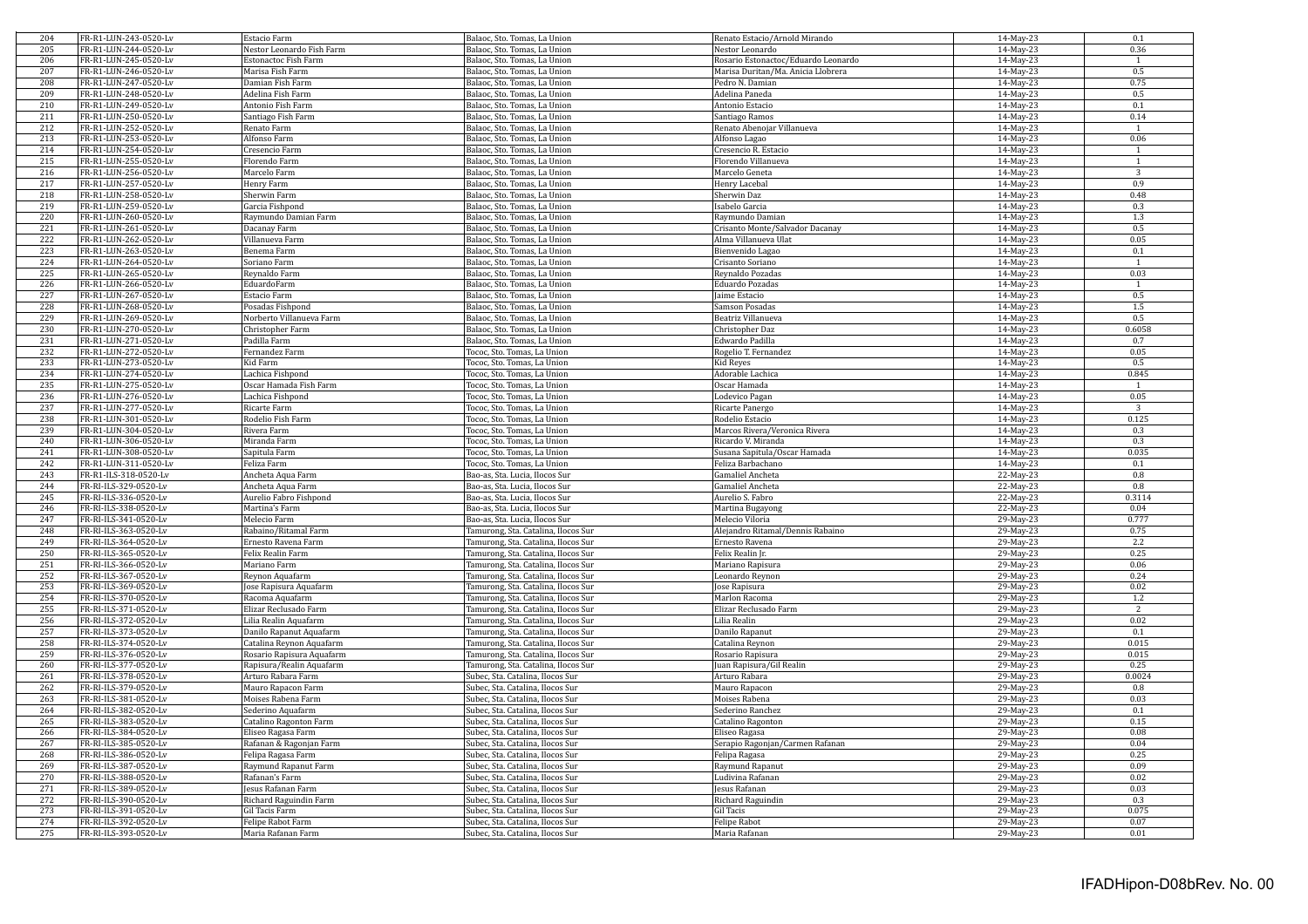| 204 | FR-R1-LUN-243-0520-Lv | Estacio Farm | Balaoc, Sto. Tomas, La Union | Renato Estacio/Arnold Mirando | 14-May-23 | 0.1 |
|---|---|---|---|---|---|---|
| 205 | FR-R1-LUN-244-0520-Lv | Nestor Leonardo Fish Farm | Balaoc, Sto. Tomas, La Union | Nestor Leonardo | 14-May-23 | 0.36 |
| 206 | FR-R1-LUN-245-0520-Lv | Estonactoc Fish Farm | Balaoc, Sto. Tomas, La Union | Rosario Estonactoc/Eduardo Leonardo | 14-May-23 | 1 |
| 207 | FR-R1-LUN-246-0520-Lv | Marisa Fish Farm | Balaoc, Sto. Tomas, La Union | Marisa Duritan/Ma. Anicia LJobrera | 14-May-23 | 0.5 |
| 208 | FR-R1-LUN-247-0520-Lv | Damian Fish Farm | Balaoc, Sto. Tomas, La Union | Pedro N. Damian | 14-May-23 | 0.75 |
| 209 | FR-R1-LUN-248-0520-Lv | Adelina Fish Farm | Balaoc, Sto. Tomas, La Union | Adelina Paneda | 14-May-23 | 0.5 |
| 210 | FR-R1-LUN-249-0520-Lv | Antonio Fish Farm | Balaoc, Sto. Tomas, La Union | Antonio Estacio | 14-May-23 | 0.1 |
| 211 | FR-R1-LUN-250-0520-Lv | Santiago Fish Farm | Balaoc, Sto. Tomas, La Union | Santiago Ramos | 14-May-23 | 0.14 |
| 212 | FR-R1-LUN-252-0520-Lv | Renato Farm | Balaoc, Sto. Tomas, La Union | Renato Abenojar Villanueva | 14-May-23 | 1 |
| 213 | FR-R1-LUN-253-0520-Lv | Alfonso Farm | Balaoc, Sto. Tomas, La Union | Alfonso Lagao | 14-May-23 | 0.06 |
| 214 | FR-R1-LUN-254-0520-Lv | Cresencio Farm | Balaoc, Sto. Tomas, La Union | Cresencio R. Estacio | 14-May-23 | 1 |
| 215 | FR-R1-LUN-255-0520-Lv | Florendo Farm | Balaoc, Sto. Tomas, La Union | Florendo Villanueva | 14-May-23 | 1 |
| 216 | FR-R1-LUN-256-0520-Lv | Marcelo Farm | Balaoc, Sto. Tomas, La Union | Marcelo Geneta | 14-May-23 | 3 |
| 217 | FR-R1-LUN-257-0520-Lv | Henry Farm | Balaoc, Sto. Tomas, La Union | Henry Lacebal | 14-May-23 | 0.9 |
| 218 | FR-R1-LUN-258-0520-Lv | Sherwin Farm | Balaoc, Sto. Tomas, La Union | Sherwin Daz | 14-May-23 | 0.48 |
| 219 | FR-R1-LUN-259-0520-Lv | Garcia Fishpond | Balaoc, Sto. Tomas, La Union | Isabelo Garcia | 14-May-23 | 0.3 |
| 220 | FR-R1-LUN-260-0520-Lv | Raymundo Damian Farm | Balaoc, Sto. Tomas, La Union | Raymundo Damian | 14-May-23 | 1.3 |
| 221 | FR-R1-LUN-261-0520-Lv | Dacanay Farm | Balaoc, Sto. Tomas, La Union | Crisanto Monte/Salvador Dacanay | 14-May-23 | 0.5 |
| 222 | FR-R1-LUN-262-0520-Lv | Villanueva Farm | Balaoc, Sto. Tomas, La Union | Alma Villanueva Ulat | 14-May-23 | 0.05 |
| 223 | FR-R1-LUN-263-0520-Lv | Benema Farm | Balaoc, Sto. Tomas, La Union | Bienvenido Lagao | 14-May-23 | 0.1 |
| 224 | FR-R1-LUN-264-0520-Lv | Soriano Farm | Balaoc, Sto. Tomas, La Union | Crisanto Soriano | 14-May-23 | 1 |
| 225 | FR-R1-LUN-265-0520-Lv | Reynaldo Farm | Balaoc, Sto. Tomas, La Union | Reynaldo Pozadas | 14-May-23 | 0.03 |
| 226 | FR-R1-LUN-266-0520-Lv | EduardoFarm | Balaoc, Sto. Tomas, La Union | Eduardo Pozadas | 14-May-23 | 1 |
| 227 | FR-R1-LUN-267-0520-Lv | Estacio Farm | Balaoc, Sto. Tomas, La Union | Jaime Estacio | 14-May-23 | 0.5 |
| 228 | FR-R1-LUN-268-0520-Lv | Posadas Fishpond | Balaoc, Sto. Tomas, La Union | Samson Posadas | 14-May-23 | 1.5 |
| 229 | FR-R1-LUN-269-0520-Lv | Norberto Villanueva Farm | Balaoc, Sto. Tomas, La Union | Beatriz Villanueva | 14-May-23 | 0.5 |
| 230 | FR-R1-LUN-270-0520-Lv | Christopher Farm | Balaoc, Sto. Tomas, La Union | Christopher Daz | 14-May-23 | 0.6058 |
| 231 | FR-R1-LUN-271-0520-Lv | Padilla Farm | Balaoc, Sto. Tomas, La Union | Edwardo Padilla | 14-May-23 | 0.7 |
| 232 | FR-R1-LUN-272-0520-Lv | Fernandez Farm | Tococ, Sto. Tomas, La Union | Rogelio T. Fernandez | 14-May-23 | 0.05 |
| 233 | FR-R1-LUN-273-0520-Lv | Kid Farm | Tococ, Sto. Tomas, La Union | Kid Reyes | 14-May-23 | 0.5 |
| 234 | FR-R1-LUN-274-0520-Lv | Lachica Fishpond | Tococ, Sto. Tomas, La Union | Adorable Lachica | 14-May-23 | 0.845 |
| 235 | FR-R1-LUN-275-0520-Lv | Oscar Hamada Fish Farm | Tococ, Sto. Tomas, La Union | Oscar Hamada | 14-May-23 | 1 |
| 236 | FR-R1-LUN-276-0520-Lv | Lachica Fishpond | Tococ, Sto. Tomas, La Union | Lodevico Pagan | 14-May-23 | 0.05 |
| 237 | FR-R1-LUN-277-0520-Lv | Ricarte Farm | Tococ, Sto. Tomas, La Union | Ricarte Panergo | 14-May-23 | 3 |
| 238 | FR-R1-LUN-301-0520-Lv | Rodelio Fish Farm | Tococ, Sto. Tomas, La Union | Rodelio Estacio | 14-May-23 | 0.125 |
| 239 | FR-R1-LUN-304-0520-Lv | Rivera Farm | Tococ, Sto. Tomas, La Union | Marcos Rivera/Veronica Rivera | 14-May-23 | 0.3 |
| 240 | FR-R1-LUN-306-0520-Lv | Miranda Farm | Tococ, Sto. Tomas, La Union | Ricardo V. Miranda | 14-May-23 | 0.3 |
| 241 | FR-R1-LUN-308-0520-Lv | Sapitula Farm | Tococ, Sto. Tomas, La Union | Susana Sapitula/Oscar Hamada | 14-May-23 | 0.035 |
| 242 | FR-R1-LUN-311-0520-Lv | Feliza Farm | Tococ, Sto. Tomas, La Union | Feliza Barbachano | 14-May-23 | 0.1 |
| 243 | FR-R1-ILS-318-0520-Lv | Ancheta Aqua Farm | Bao-as, Sta. Lucia, Ilocos Sur | Gamaliel Ancheta | 22-May-23 | 0.8 |
| 244 | FR-RI-ILS-329-0520-Lv | Ancheta Aqua Farm | Bao-as, Sta. Lucia, Ilocos Sur | Gamaliel Ancheta | 22-May-23 | 0.8 |
| 245 | FR-RI-ILS-336-0520-Lv | Aurelio Fabro Fishpond | Bao-as, Sta. Lucia, Ilocos Sur | Aurelio S. Fabro | 22-May-23 | 0.3114 |
| 246 | FR-RI-ILS-338-0520-Lv | Martina's Farm | Bao-as, Sta. Lucia, Ilocos Sur | Martina Bugayong | 22-May-23 | 0.04 |
| 247 | FR-RI-ILS-341-0520-Lv | Melecio Farm | Bao-as, Sta. Lucia, Ilocos Sur | Melecio Viloria | 29-May-23 | 0.777 |
| 248 | FR-RI-ILS-363-0520-Lv | Rabaino/Ritamal Farm | Tamurong, Sta. Catalina, Ilocos Sur | Alejandro Ritamal/Dennis Rabaino | 29-May-23 | 0.75 |
| 249 | FR-RI-ILS-364-0520-Lv | Ernesto Ravena Farm | Tamurong, Sta. Catalina, Ilocos Sur | Ernesto Ravena | 29-May-23 | 2.2 |
| 250 | FR-RI-ILS-365-0520-Lv | Felix Realin Farm | Tamurong, Sta. Catalina, Ilocos Sur | Felix Realin Jr. | 29-May-23 | 0.25 |
| 251 | FR-RI-ILS-366-0520-Lv | Mariano Farm | Tamurong, Sta. Catalina, Ilocos Sur | Mariano Rapisura | 29-May-23 | 0.06 |
| 252 | FR-RI-ILS-367-0520-Lv | Reynon Aquafarm | Tamurong, Sta. Catalina, Ilocos Sur | Leonardo Reynon | 29-May-23 | 0.24 |
| 253 | FR-RI-ILS-369-0520-Lv | Jose Rapisura Aquafarm | Tamurong, Sta. Catalina, Ilocos Sur | Jose Rapisura | 29-May-23 | 0.02 |
| 254 | FR-RI-ILS-370-0520-Lv | Racoma Aquafarm | Tamurong, Sta. Catalina, Ilocos Sur | Marlon Racoma | 29-May-23 | 1.2 |
| 255 | FR-RI-ILS-371-0520-Lv | Elizar Reclusado Farm | Tamurong, Sta. Catalina, Ilocos Sur | Elizar Reclusado Farm | 29-May-23 | 2 |
| 256 | FR-RI-ILS-372-0520-Lv | Lilia Realin Aquafarm | Tamurong, Sta. Catalina, Ilocos Sur | Lilia Realin | 29-May-23 | 0.02 |
| 257 | FR-RI-ILS-373-0520-Lv | Danilo Rapanut Aquafarm | Tamurong, Sta. Catalina, Ilocos Sur | Danilo Rapanut | 29-May-23 | 0.1 |
| 258 | FR-RI-ILS-374-0520-Lv | Catalina Reynon Aquafarm | Tamurong, Sta. Catalina, Ilocos Sur | Catalina Reynon | 29-May-23 | 0.015 |
| 259 | FR-RI-ILS-376-0520-Lv | Rosario Rapisura Aquafarm | Tamurong, Sta. Catalina, Ilocos Sur | Rosario Rapisura | 29-May-23 | 0.015 |
| 260 | FR-RI-ILS-377-0520-Lv | Rapisura/Realin Aquafarm | Tamurong, Sta. Catalina, Ilocos Sur | Juan Rapisura/Gil Realin | 29-May-23 | 0.25 |
| 261 | FR-RI-ILS-378-0520-Lv | Arturo Rabara Farm | Subec, Sta. Catalina, Ilocos Sur | Arturo Rabara | 29-May-23 | 0.0024 |
| 262 | FR-RI-ILS-379-0520-Lv | Mauro Rapacon Farm | Subec, Sta. Catalina, Ilocos Sur | Mauro Rapacon | 29-May-23 | 0.8 |
| 263 | FR-RI-ILS-381-0520-Lv | Moises Rabena Farm | Subec, Sta. Catalina, Ilocos Sur | Moises Rabena | 29-May-23 | 0.03 |
| 264 | FR-RI-ILS-382-0520-Lv | Sederino Aquafarm | Subec, Sta. Catalina, Ilocos Sur | Sederino Ranchez | 29-May-23 | 0.1 |
| 265 | FR-RI-ILS-383-0520-Lv | Catalino Ragonton Farm | Subec, Sta. Catalina, Ilocos Sur | Catalino Ragonton | 29-May-23 | 0.15 |
| 266 | FR-RI-ILS-384-0520-Lv | Eliseo Ragasa Farm | Subec, Sta. Catalina, Ilocos Sur | Eliseo Ragasa | 29-May-23 | 0.08 |
| 267 | FR-RI-ILS-385-0520-Lv | Rafanan & Ragonjan Farm | Subec, Sta. Catalina, Ilocos Sur | Serapio Ragonjan/Carmen Rafanan | 29-May-23 | 0.04 |
| 268 | FR-RI-ILS-386-0520-Lv | Felipa Ragasa Farm | Subec, Sta. Catalina, Ilocos Sur | Felipa Ragasa | 29-May-23 | 0.25 |
| 269 | FR-RI-ILS-387-0520-Lv | Raymund Rapanut Farm | Subec, Sta. Catalina, Ilocos Sur | Raymund Rapanut | 29-May-23 | 0.09 |
| 270 | FR-RI-ILS-388-0520-Lv | Rafanan's Farm | Subec, Sta. Catalina, Ilocos Sur | Ludivina Rafanan | 29-May-23 | 0.02 |
| 271 | FR-RI-ILS-389-0520-Lv | Jesus Rafanan Farm | Subec, Sta. Catalina, Ilocos Sur | Jesus Rafanan | 29-May-23 | 0.03 |
| 272 | FR-RI-ILS-390-0520-Lv | Richard Raguindin Farm | Subec, Sta. Catalina, Ilocos Sur | Richard Raguindin | 29-May-23 | 0.3 |
| 273 | FR-RI-ILS-391-0520-Lv | Gil Tacis Farm | Subec, Sta. Catalina, Ilocos Sur | Gil Tacis | 29-May-23 | 0.075 |
| 274 | FR-RI-ILS-392-0520-Lv | Felipe Rabot Farm | Subec, Sta. Catalina, Ilocos Sur | Felipe Rabot | 29-May-23 | 0.07 |
| 275 | FR-RI-ILS-393-0520-Lv | Maria Rafanan Farm | Subec, Sta. Catalina, Ilocos Sur | Maria Rafanan | 29-May-23 | 0.01 |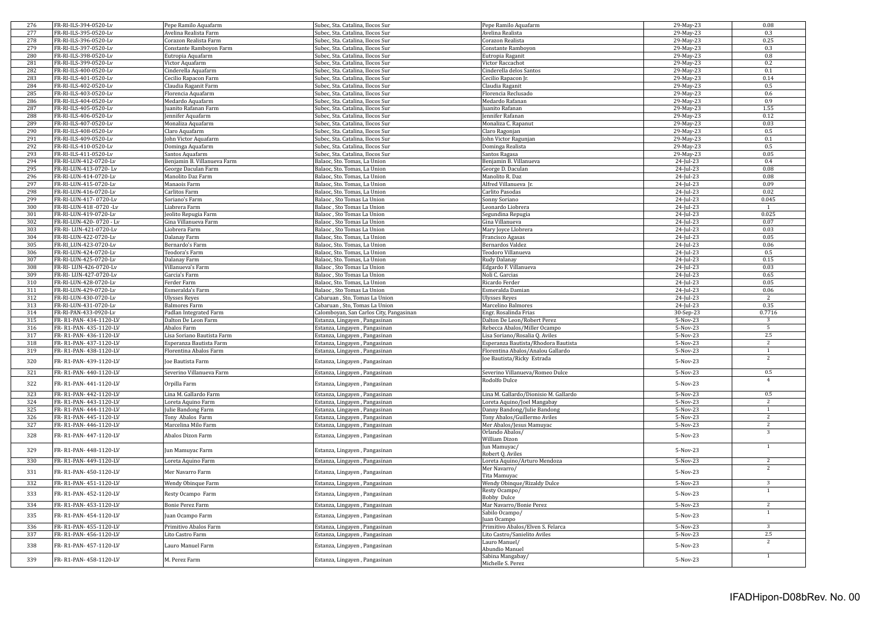| 276 | FR-RI-ILS-394-0520-Lv | Pepe Ramilo Aquafarm | Subec, Sta. Catalina, Ilocos Sur | Pepe Ramilo Aquafarm | 29-May-23 | 0.08 |
|---|---|---|---|---|---|---|
| 277 | FR-RI-ILS-395-0520-Lv | Avelina Realista Farm | Subec, Sta. Catalina, Ilocos Sur | Avelina Realista | 29-May-23 | 0.3 |
| 278 | FR-RI-ILS-396-0520-Lv | Corazon Realista Farm | Subec, Sta. Catalina, Ilocos Sur | Corazon Realista | 29-May-23 | 0.25 |
| 279 | FR-RI-ILS-397-0520-Lv | Constante Ramboyon Farm | Subec, Sta. Catalina, Ilocos Sur | Constante Ramboyon | 29-May-23 | 0.3 |
| 280 | FR-RI-ILS-398-0520-Lv | Eutropia Aquafarm | Subec, Sta. Catalina, Ilocos Sur | Eutropia Raganit | 29-May-23 | 0.8 |
| 281 | FR-RI-ILS-399-0520-Lv | Victor Aquafarm | Subec, Sta. Catalina, Ilocos Sur | Victor Raccachot | 29-May-23 | 0.2 |
| 282 | FR-RI-ILS-400-0520-Lv | Cinderella Aquafarm | Subec, Sta. Catalina, Ilocos Sur | Cinderella delos Santos | 29-May-23 | 0.1 |
| 283 | FR-RI-ILS-401-0520-Lv | Cecilio Rapacon Farm | Subec, Sta. Catalina, Ilocos Sur | Cecilio Rapacon Jr. | 29-May-23 | 0.14 |
| 284 | FR-RI-ILS-402-0520-Lv | Claudia Raganit Farm | Subec, Sta. Catalina, Ilocos Sur | Claudia Raganit | 29-May-23 | 0.5 |
| 285 | FR-RI-ILS-403-0520-Lv | Florencia Aquafarm | Subec, Sta. Catalina, Ilocos Sur | Florencia Reclusado | 29-May-23 | 0.6 |
| 286 | FR-RI-ILS-404-0520-Lv | Medardo Aquafarm | Subec, Sta. Catalina, Ilocos Sur | Medardo Rafanan | 29-May-23 | 0.9 |
| 287 | FR-RI-ILS-405-0520-Lv | Juanito Rafanan Farm | Subec, Sta. Catalina, Ilocos Sur | Juanito Rafanan | 29-May-23 | 1.55 |
| 288 | FR-RI-ILS-406-0520-Lv | Jennifer Aquafarm | Subec, Sta. Catalina, Ilocos Sur | Jennifer Rafanan | 29-May-23 | 0.12 |
| 289 | FR-RI-ILS-407-0520-Lv | Monaliza Aquafarm | Subec, Sta. Catalina, Ilocos Sur | Monaliza C. Rapanut | 29-May-23 | 0.03 |
| 290 | FR-RI-ILS-408-0520-Lv | Claro Aquafarm | Subec, Sta. Catalina, Ilocos Sur | Claro Ragonjan | 29-May-23 | 0.5 |
| 291 | FR-RI-ILS-409-0520-Lv | John Victor Aquafarm | Subec, Sta. Catalina, Ilocos Sur | John Victor Ragunjan | 29-May-23 | 0.1 |
| 292 | FR-RI-ILS-410-0520-Lv | Dominga Aquafarm | Subec, Sta. Catalina, Ilocos Sur | Dominga Realista | 29-May-23 | 0.5 |
| 293 | FR-RI-ILS-411-0520-Lv | Santos Aquafarm | Subec, Sta. Catalina, Ilocos Sur | Santos Ragasa | 29-May-23 | 0.05 |
| 294 | FR-RI-LUN-412-0720-Lv | Benjamin B. Villanueva Farm | Balaoc, Sto. Tomas, La Union | Benjamin B. Villanueva | 24-Jul-23 | 0.4 |
| 295 | FR-RI-LUN-413-0720- Lv | George Daculan Farm | Balaoc, Sto. Tomas, La Union | George D. Daculan | 24-Jul-23 | 0.08 |
| 296 | FR-RI-LUN-414-0720-Lv | Manolito Daz Farm | Balaoc, Sto. Tomas, La Union | Manolito R. Daz | 24-Jul-23 | 0.08 |
| 297 | FR-RI-LUN-415-0720-Lv | Manaois Farm | Balaoc, Sto. Tomas, La Union | Alfred Villanueva Jr. | 24-Jul-23 | 0.09 |
| 298 | FR-RI-LUN-416-0720-Lv | Carlitos Farm | Balaoc, Sto. Tomas, La Union | Carlito Pasodas | 24-Jul-23 | 0.02 |
| 299 | FR-RI-LUN-417- 0720-Lv | Soriano's Farm | Balaoc , Sto Tomas La Union | Sonny Soriano | 24-Jul-23 | 0.045 |
| 300 | FR-RI-LUN-418 -0720 -Lv | Liabrera Farm | Balaoc , Sto Tomas La Union | Leonardo Liobrera | 24-Jul-23 | 1 |
| 301 | FR-RI-LUN-419-0720-Lv | Jeolito Repugia Farm | Balaoc , Sto Tomas La Union | Segundina Repugia | 24-Jul-23 | 0.025 |
| 302 | FR-RI-LUN-420- 0720 - Lv | Gina Villanueva Farm | Balaoc , Sto Tomas La Union | Gina Villanueva | 24-Jul-23 | 0.07 |
| 303 | FR-RI- LUN-421-0720-Lv | Liobrera Farm | Balaoc , Sto Tomas La Union | Mary Joyce Llobrera | 24-Jul-23 | 0.03 |
| 304 | FR-RI-LUN-422-0720-Lv | Dalanay Farm | Balaoc, Sto. Tomas, La Union | Francisco Agasas | 24-Jul-23 | 0.05 |
| 305 | FR_RI_LUN-423-0720-Lv | Bernardo's Farm | Balaoc, Sto. Tomas, La Union | Bernardos Valdez | 24-Jul-23 | 0.06 |
| 306 | FR-RI-LUN-424-0720-Lv | Teodora's Farm | Balaoc, Sto. Tomas, La Union | Teodoro Villanueva | 24-Jul-23 | 0.5 |
| 307 | FR-RI-LUN-425-0720-Lv | Dalanay Farm | Balaoc, Sto. Tomas, La Union | Rudy Dalanay | 24-Jul-23 | 0.15 |
| 308 | FR-RI- LUN-426-0720-Lv | Villanueva's Farm | Balaoc , Sto Tomas La Union | Edgardo F. Villanueva | 24-Jul-23 | 0.03 |
| 309 | FR-RI- LUN-427-0720-Lv | Garcia's Farm | Balaoc , Sto Tomas La Union | Noli C. Garcias | 24-Jul-23 | 0.65 |
| 310 | FR-RI-LUN-428-0720-Lv | Ferder Farm | Balaoc, Sto. Tomas, La Union | Ricardo Ferder | 24-Jul-23 | 0.05 |
| 311 | FR-RI-LUN-429-0720-Lv | Esmeralda's Farm | Balaoc , Sto Tomas La Union | Esmeralda Damian | 24-Jul-23 | 0.06 |
| 312 | FR-RI-LUN-430-0720-Lv | Ulysses Reyes | Cabaruan , Sto, Tomas La Union | Ulysses Reyes | 24-Jul-23 | 2 |
| 313 | FR-RI-LUN-431-0720-Lv | Balmores Farm | Cabaruan , Sto, Tomas La Union | Marcelino Balmores | 24-Jul-23 | 0.35 |
| 314 | FR-RI-PAN-433-0920-Lv | Padlan Integrated Farm | Calomboyan, San Carlos City, Pangasinan | Engr. Rosalinda Frias | 30-Sep-23 | 0.7716 |
| 315 | FR- R1-PAN- 434-1120-LV | Dalton De Leon Farm | Estanza, Lingayen , Pangasinan | Dalton De Leon/Robert Perez | 5-Nov-23 | 3 |
| 316 | FR- R1-PAN- 435-1120-LV | Abalos Farm | Estanza, Lingayen , Pangasinan | Rebecca Abalos/Miller Ocampo | 5-Nov-23 | 5 |
| 317 | FR- R1-PAN- 436-1120-LV | Lisa Soriano Bautista Farm | Estanza, Lingayen , Pangasinan | Lisa Soriano/Rosalia Q. Aviles | 5-Nov-23 | 2.5 |
| 318 | FR- R1-PAN- 437-1120-LV | Esperanza Bautista Farm | Estanza, Lingayen , Pangasinan | Esperanza Bautista/Rhodora Bautista | 5-Nov-23 | 2 |
| 319 | FR- R1-PAN- 438-1120-LV | Florentina Abalos Farm | Estanza, Lingayen , Pangasinan | Florentina Abalos/Analou Gallardo | 5-Nov-23 | 1 |
| 320 | FR- R1-PAN- 439-1120-LV | Joe Bautista Farm | Estanza, Lingayen , Pangasinan | Joe Bautista/Ricky Estrada | 5-Nov-23 | 2 |
| 321 | FR- R1-PAN- 440-1120-LV | Severino Villanueva Farm | Estanza, Lingayen , Pangasinan | Severino Villanueva/Romeo Dulce | 5-Nov-23 | 0.5 |
| 322 | FR- R1-PAN- 441-1120-LV | Orpilla Farm | Estanza, Lingayen , Pangasinan | Rodolfo Dulce | 5-Nov-23 | 4 |
| 323 | FR- R1-PAN- 442-1120-LV | Lina M. Gallardo Farm | Estanza, Lingayen , Pangasinan | Lina M. Gallardo/Dionisio M. Gallardo | 5-Nov-23 | 0.5 |
| 324 | FR- R1-PAN- 443-1120-LV | Loreta Aquino Farm | Estanza, Lingayen , Pangasinan | Loreta Aquino/Joel Mangabay | 5-Nov-23 | 2 |
| 325 | FR- R1-PAN- 444-1120-LV | Julie Bandong Farm | Estanza, Lingayen , Pangasinan | Danny Bandong/Julie Bandong | 5-Nov-23 | 1 |
| 326 | FR- R1-PAN- 445-1120-LV | Tony Abalos Farm | Estanza, Lingayen , Pangasinan | Tony Abalos/Guillermo Aviles | 5-Nov-23 | 2 |
| 327 | FR- R1-PAN- 446-1120-LV | Marcelina Milo Farm | Estanza, Lingayen , Pangasinan | Mer Abalos/Jesus Mamuyac | 5-Nov-23 | 2 |
| 328 | FR- R1-PAN- 447-1120-LV | Abalos Dizon Farm | Estanza, Lingayen , Pangasinan | Orlando Abalos/ William Dizon | 5-Nov-23 | 3 |
| 329 | FR- R1-PAN- 448-1120-LV | Jun Mamuyac Farm | Estanza, Lingayen , Pangasinan | Jun Mamuyac/ Robert Q. Aviles | 5-Nov-23 | 1 |
| 330 | FR- R1-PAN- 449-1120-LV | Loreta Aquino Farm | Estanza, Lingayen , Pangasinan | Loreta Aquino/Arturo Mendoza | 5-Nov-23 | 2 |
| 331 | FR- R1-PAN- 450-1120-LV | Mer Navarro Farm | Estanza, Lingayen , Pangasinan | Mer Navarro/ Tita Mamuyac | 5-Nov-23 | 2 |
| 332 | FR- R1-PAN- 451-1120-LV | Wendy Obinque Farm | Estanza, Lingayen , Pangasinan | Wendy Obinque/Rizaldy Dulce | 5-Nov-23 | 3 |
| 333 | FR- R1-PAN- 452-1120-LV | Resty Ocampo Farm | Estanza, Lingayen , Pangasinan | Resty Ocampo/ Bobby Dulce | 5-Nov-23 | 1 |
| 334 | FR- R1-PAN- 453-1120-LV | Bonie Perez Farm | Estanza, Lingayen , Pangasinan | Mar Navarro/Bonie Perez | 5-Nov-23 | 2 |
| 335 | FR- R1-PAN- 454-1120-LV | Juan Ocampo Farm | Estanza, Lingayen , Pangasinan | Sabilo Ocampo/ Juan Ocampo | 5-Nov-23 | 1 |
| 336 | FR- R1-PAN- 455-1120-LV | Primitivo Abalos Farm | Estanza, Lingayen , Pangasinan | Primitivo Abalos/Elven S. Felarca | 5-Nov-23 | 3 |
| 337 | FR- R1-PAN- 456-1120-LV | Lito Castro Farm | Estanza, Lingayen , Pangasinan | Lito Castro/Sanielito Aviles | 5-Nov-23 | 2.5 |
| 338 | FR- R1-PAN- 457-1120-LV | Lauro Manuel Farm | Estanza, Lingayen , Pangasinan | Lauro Manuel/ Abundio Manuel | 5-Nov-23 | 2 |
| 339 | FR- R1-PAN- 458-1120-LV | M. Perez Farm | Estanza, Lingayen , Pangasinan | Sabina Mangabay/ Michelle S. Perez | 5-Nov-23 | 1 |

IFADHipon-D08bRev. No. 00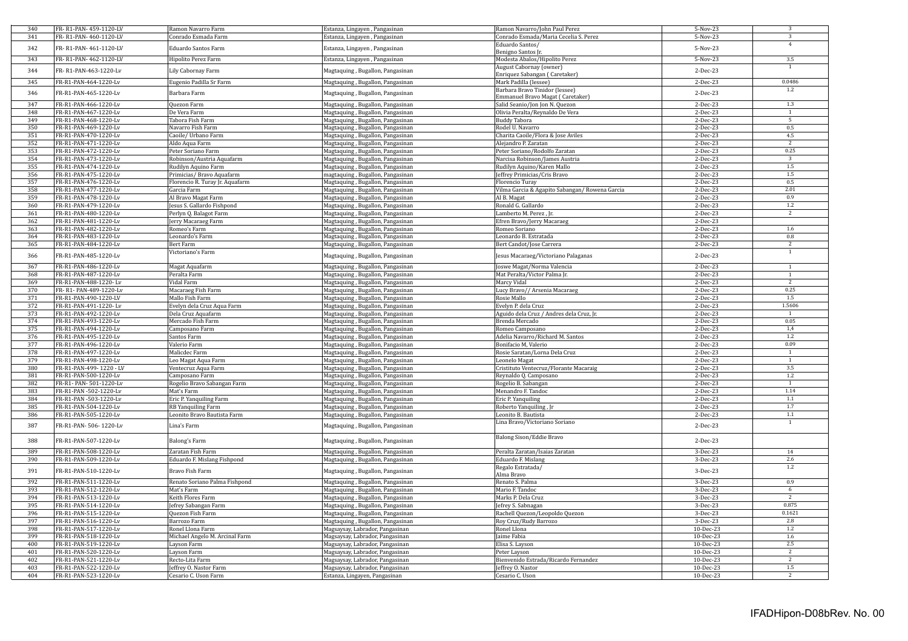| 340 | FR- R1-PAN- 459-1120-LV | Ramon Navarro Farm | Estanza, Lingayen , Pangasinan | Ramon Navarro/John Paul Perez | 5-Nov-23 | 3 |
|---|---|---|---|---|---|---|
| 341 | FR- R1-PAN- 460-1120-LV | Conrado Esmada Farm | Estanza, Lingayen , Pangasinan | Conrado Esmada/Maria Cecelia S. Perez | 5-Nov-23 | 3 |
| 342 | FR- R1-PAN- 461-1120-LV | Eduardo Santos Farm | Estanza, Lingayen , Pangasinan | Eduardo Santos/ Benigno Santos Jr. | 5-Nov-23 | 4 |
| 343 | FR- R1-PAN- 462-1120-LV | Hipolito Perez Farm | Estanza, Lingayen , Pangasinan | Modesta Abalos/Hipolito Perez | 5-Nov-23 | 3.5 |
| 344 | FR- R1-PAN-463-1220-Lv | Lily Cabornay Farm | Magtaquing , Bugallon, Pangasinan | August Cabornay (owner) Enriquez Sabangan ( Caretaker) | 2-Dec-23 | 1 |
| 345 | FR-R1-PAN-464-1220-Lv | Eugenio Padilla Sr Farm | Magtaquing , Bugallon, Pangasinan | Mark Padilla (lessee) | 2-Dec-23 | 0.0486 |
| 346 | FR-R1-PAN-465-1220-Lv | Barbara Farm | Magtaquing , Bugallon, Pangasinan | Barbara Bravo Tinidor (lessee) Emmanuel Bravo Magat ( Caretaker) | 2-Dec-23 | 1.2 |
| 347 | FR-R1-PAN-466-1220-Lv | Quezon Farm | Magtaquing , Bugallon, Pangasinan | Salid Seanio/Jon Jon N. Quezon | 2-Dec-23 | 1.3 |
| 348 | FR-R1-PAN-467-1220-Lv | De Vera Farm | Magtaquing , Bugallon, Pangasinan | Olivia Peralta/Reynaldo De Vera | 2-Dec-23 | 1 |
| 349 | FR-R1-PAN-468-1220-Lv | Tabora Fish Farm | Magtaquing , Bugallon, Pangasinan | Buddy Tabora | 2-Dec-23 | 5 |
| 350 | FR-R1-PAN-469-1220-Lv | Navarro Fish Farm | Magtaquing , Bugallon, Pangasinan | Rodel U. Navarro | 2-Dec-23 | 0.5 |
| 351 | FR-R1-PAN-470-1220-Lv | Caoile/ Urbano Farm | Magtaquing , Bugallon, Pangasinan | Charita Caoile/Flora & Jose Aviles | 2-Dec-23 | 4.5 |
| 352 | FR-R1-PAN-471-1220-Lv | Aldo Aqua Farm | Magtaquing , Bugallon, Pangasinan | Alejandro P. Zaratan | 2-Dec-23 | 2 |
| 353 | FR-R1-PAN-472-1220-Lv | Peter Soriano Farm | Magtaquing , Bugallon, Pangasinan | Peter Soriano/Rodolfo Zaratan | 2-Dec-23 | 0.25 |
| 354 | FR-R1-PAN-473-1220-Lv | Robinson/Austria Aquafarm | Magtaquing , Bugallon, Pangasinan | Narcisa Robinson/James Austria | 2-Dec-23 | 3 |
| 355 | FR-R1-PAN-474-1220-Lv | Rudilyn Aquino Farm | Magtaquing , Bugallon, Pangasinan | Rudilyn Aquino/Karen Mallo | 2-Dec-23 | 1.5 |
| 356 | FR-R1-PAN-475-1220-Lv | Primicias/ Bravo Aquafarm | magtaquing , Bugallon, Pangasinan | Jeffrey Primicias/Cris Bravo | 2-Dec-23 | 1.5 |
| 357 | FR-R1-PAN-476-1220-Lv | Florencio R. Turay Jr. Aquafarm | Magtaquing , Bugallon, Pangasinan | Florencio Turay | 2-Dec-23 | 0.5 |
| 358 | FR-R1-PAN-477-1220-Lv | Garcia Farm | Magtaquing , Bugallon, Pangasinan | Vilma Garcia & Agapito Sabangan/ Rowena Garcia | 2-Dec-23 | 2.01 |
| 359 | FR-R1-PAN-478-1220-Lv | Al Bravo Magat Farm | Magtaquing , Bugallon, Pangasinan | Al B. Magat | 2-Dec-23 | 0.9 |
| 360 | FR-R1-PAN-479-1220-Lv | Jesus S. Gallardo Fishpond | Magtaquing , Bugallon, Pangasinan | Ronald G. Gallardo | 2-Dec-23 | 1.2 |
| 361 | FR-R1-PAN-480-1220-Lv | Perlyn Q. Balagot Farm | Magtaquing , Bugallon, Pangasinan | Lamberto M. Perez , Jr. | 2-Dec-23 | 2 |
| 362 | FR-R1-PAN-481-1220-Lv | Jerry Macaraeg Farm | Magtaquing , Bugallon, Pangasinan | Efren Bravo/Jerry Macaraeg | 2-Dec-23 | |
| 363 | FR-R1-PAN-482-1220-Lv | Romeo's Farm | Magtaquing , Bugallon, Pangasinan | Romeo Soriano | 2-Dec-23 | 1.6 |
| 364 | FR-R1-PAN-483-1220-Lv | Leonardo's Farm | Magtaquing , Bugallon, Pangasinan | Leonardo B. Estratada | 2-Dec-23 | 0.8 |
| 365 | FR-R1-PAN-484-1220-Lv | Bert Farm | Magtaquing , Bugallon, Pangasinan | Bert Candot/Jose Carrera | 2-Dec-23 | 2 |
| 366 | FR-R1-PAN-485-1220-Lv | Victoriano's Farm | Magtaquing , Bugallon, Pangasinan | Jesus Macaraeg/Victoriano Palaganas | 2-Dec-23 | 1 |
| 367 | FR-R1-PAN-486-1220-Lv | Magat Aquafarm | Magtaquing , Bugallon, Pangasinan | Joswe Magat/Norma Valencia | 2-Dec-23 | 1 |
| 368 | FR-R1-PAN-487-1220-Lv | Peralta Farm | Magtaquing , Bugallon, Pangasinan | Mat Peralta/Victor Palma Jr. | 2-Dec-23 | 1 |
| 369 | FR-R1-PAN-488-1220- Lv | Vidal Farm | Magtaquing , Bugallon, Pangasinan | Marcy Vidal | 2-Dec-23 | 2 |
| 370 | FR- R1- PAN-489-1220-Lv | Macaraeg Fish Farm | Magtaquing , Bugallon, Pangasinan | Lucy Bravo// Arsenia Macaraeg | 2-Dec-23 | 0.25 |
| 371 | FR-R1-PAN-490-1220-LV | Mallo Fish Farm | Magtaquing , Bugallon, Pangasinan | Rosie Mallo | 2-Dec-23 | 1.5 |
| 372 | FR-R1-PAN-491-1220- Lv | Evelyn dela Cruz Aqua Farm | Magtaquing , Bugallon, Pangasinan | Evelyn P. dela Cruz | 2-Dec-23 | 1.5606 |
| 373 | FR-R1-PAN-492-1220-Lv | Dela Cruz Aquafarm | Magtaquing , Bugallon, Pangasinan | Aguido dela Cruz / Andres dela Cruz, Jr. | 2-Dec-23 | 1 |
| 374 | FR-R1-PAN-493-1220-Lv | Mercado Fish Farm | Magtaquing , Bugallon, Pangasinan | Brenda Mercado | 2-Dec-23 | 0.05 |
| 375 | FR-R1-PAN-494-1220-Lv | Camposano Farm | Magtaquing , Bugallon, Pangasinan | Romeo Camposano | 2-Dec-23 | 1,4 |
| 376 | FR-R1-PAN-495-1220-Lv | Santos Farm | Magtaquing , Bugallon, Pangasinan | Adelia Navarro/Richard M. Santos | 2-Dec-23 | 1.2 |
| 377 | FR-R1-PAN-496-1220-Lv | Valerio Farm | Magtaquing , Bugallon, Pangasinan | Bonifacio M, Valerio | 2-Dec-23 | 0.09 |
| 378 | FR-R1-PAN-497-1220-Lv | Malicdec Farm | Magtaquing , Bugallon, Pangasinan | Rosie Saratan/Lorna Dela Cruz | 2-Dec-23 | 1 |
| 379 | FR-R1-PAN-498-1220-Lv | Leo Magat Aqua Farm | Magtaquing , Bugallon, Pangasinan | Leonelo Magat | 2-Dec-23 | 1 |
| 380 | FR-R1-PAN-499- 1220 - LV | Ventecruz Aqua Farm | Magtaquing , Bugallon, Pangasinan | Cristituto Ventecruz/Florante Macaraig | 2-Dec-23 | 3.5 |
| 381 | FR-R1-PAN-500-1220-Lv | Camposano Farm | Magtaquing , Bugallon, Pangasinan | Reynaldo Q. Camposano | 2-Dec-23 | 1.2 |
| 382 | FR-R1- PAN- 501-1220-Lv | Rogelio Bravo Sabangan Farm | Magtaquing , Bugallon, Pangasinan | Rogelio B. Sabangan | 2-Dec-23 | 1 |
| 383 | FR-R1-PAN -502-1220-Lv | Mat's Farm | Magtaquing , Bugallon, Pangasinan | Menandro F. Tandoc | 2-Dec-23 | 1.14 |
| 384 | FR-R1-PAN -503-1220-Lv | Eric P. Yanquiling Farm | Magtaquing , Bugallon, Pangasinan | Eric P. Yanquiling | 2-Dec-23 | 1.1 |
| 385 | FR-R1-PAN-504-1220-Lv | RB Yanquiling Farm | Magtaquing , Bugallon, Pangasinan | Roberto Yanquiling , Jr | 2-Dec-23 | 1.7 |
| 386 | FR-R1-PAN-505-1220-Lv | Leonito Bravo Bautista Farm | Magtaquing , Bugallon, Pangasinan | Leonito B. Bautista | 2-Dec-23 | 1.1 |
| 387 | FR-R1-PAN- 506- 1220-Lv | Lina's Farm | Magtaquing , Bugallon, Pangasinan | Lina Bravo/Victoriano Soriano | 2-Dec-23 | 1 |
| 388 | FR-R1-PAN-507-1220-Lv | Balong's Farm | Magtaquing , Bugallon, Pangasinan | Balong Sison/Eddie Bravo | 2-Dec-23 | |
| 389 | FR-R1-PAN-508-1220-Lv | Zaratan Fish Farm | Magtaquing , Bugallon, Pangasinan | Peralta Zaratan/Isaias Zaratan | 3-Dec-23 | 14 |
| 390 | FR-R1-PAN-509-1220-Lv | Eduardo F. Mislang Fishpond | Magtaquing , Bugallon, Pangasinan | Eduardo F. Mislang | 3-Dec-23 | 2.6 |
| 391 | FR-R1-PAN-510-1220-Lv | Bravo Fish Farm | Magtaquing , Bugallon, Pangasinan | Regalo Estratada/ Alma Bravo | 3-Dec-23 | 1.2 |
| 392 | FR-R1-PAN-511-1220-Lv | Renato Soriano Palma Fishpond | Magtaquing , Bugallon, Pangasinan | Renato S. Palma | 3-Dec-23 | 0.9 |
| 393 | FR-R1-PAN-512-1220-Lv | Mat's Farm | Magtaquing , Bugallon, Pangasinan | Mario F. Tandoc | 3-Dec-23 | 6 |
| 394 | FR-R1-PAN-513-1220-Lv | Keith Flores Farm | Magtaquing , Bugallon, Pangasinan | Marks P. Dela Cruz | 3-Dec-23 | 2 |
| 395 | FR-R1-PAN-514-1220-Lv | Jefrey Sabangan Farm | Magtaquing , Bugallon, Pangasinan | Jefrey S. Sabnagan | 3-Dec-23 | 0.875 |
| 396 | FR-R1-PAN-515-1220-Lv | Quezon Fish Farm | Magtaquing , Bugallon, Pangasinan | Rachell Quezon/Leopoldo Quezon | 3-Dec-23 | 0.1621 |
| 397 | FR-R1-PAN-516-1220-Lv | Barrozo Farm | Magtaquing , Bugallon, Pangasinan | Roy Cruz/Rudy Barrozo | 3-Dec-23 | 2.8 |
| 398 | FR-R1-PAN-517-1220-Lv | Ronel Llona Farm | Magsaysay, Labrador, Pangasinan | Ronel Llona | 10-Dec-23 | 1.2 |
| 399 | FR-R1-PAN-518-1220-Lv | Michael Angelo M. Arcinal Farm | Magsaysay, Labrador, Pangasinan | Jaime Fabia | 10-Dec-23 | 1.6 |
| 400 | FR-R1-PAN-519-1220-Lv | Layson Farm | Magsaysay, Labrador, Pangasinan | Elisa S. Layson | 10-Dec-23 | 2.5 |
| 401 | FR-R1-PAN-520-1220-Lv | Layson Farm | Magsaysay, Labrador, Pangasinan | Peter Layson | 10-Dec-23 | 2 |
| 402 | FR-R1-PAN-521-1220-Lv | Recto-Lita Farm | Magsaysay, Labrador, Pangasinan | Bienvenido Estrada/Ricardo Fernandez | 10-Dec-23 | 2 |
| 403 | FR-R1-PAN-522-1220-Lv | Jeffrey O. Nastor Farm | Magsaysay, Labrador, Pangasinan | Jeffrey O. Nastor | 10-Dec-23 | 1.5 |
| 404 | FR-R1-PAN-523-1220-Lv | Cesario C. Uson Farm | Estanza, Lingayen, Pangasinan | Cesario C. Uson | 10-Dec-23 | 2 |

IFADHipon-D08bRev. No. 00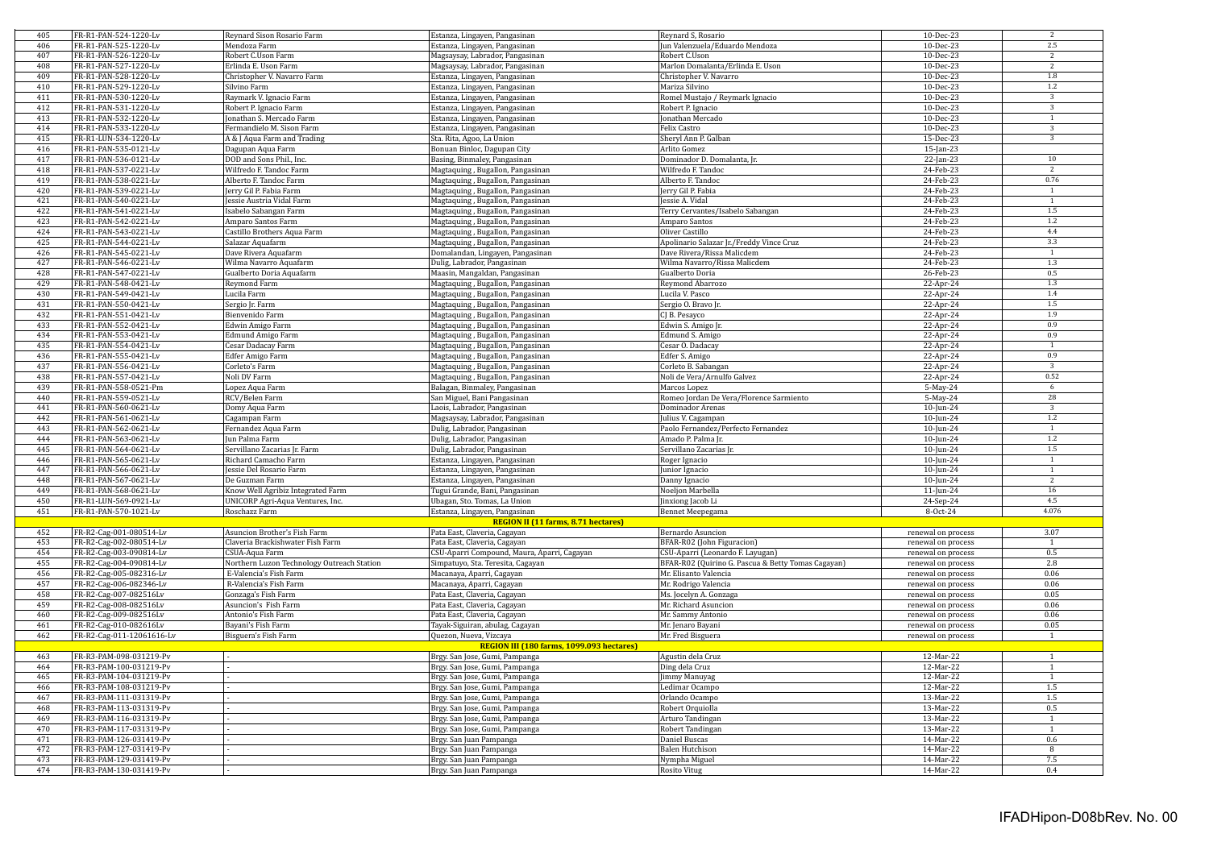| | | | | | | |
|---|---|---|---|---|---|---|
| 405 | FR-R1-PAN-524-1220-Lv | Reynard Sison Rosario Farm | Estanza, Lingayen, Pangasinan | Reynard S, Rosario | 10-Dec-23 | 2 |
| 406 | FR-R1-PAN-525-1220-Lv | Mendoza Farm | Estanza, Lingayen, Pangasinan | Jun Valenzuela/Eduardo Mendoza | 10-Dec-23 | 2.5 |
| 407 | FR-R1-PAN-526-1220-Lv | Robert C.Uson Farm | Magsaysay, Labrador, Pangasinan | Robert C.Uson | 10-Dec-23 | 2 |
| 408 | FR-R1-PAN-527-1220-Lv | Erlinda E. Uson Farm | Magsaysay, Labrador, Pangasinan | Marlon Domalanta/Erlinda E. Uson | 10-Dec-23 | 2 |
| 409 | FR-R1-PAN-528-1220-Lv | Christopher V. Navarro Farm | Estanza, Lingayen, Pangasinan | Christopher V. Navarro | 10-Dec-23 | 1.8 |
| 410 | FR-R1-PAN-529-1220-Lv | Silvino Farm | Estanza, Lingayen, Pangasinan | Mariza Silvino | 10-Dec-23 | 1.2 |
| 411 | FR-R1-PAN-530-1220-Lv | Raymark V. Ignacio Farm | Estanza, Lingayen, Pangasinan | Romel Mustajo / Reymark Ignacio | 10-Dec-23 | 3 |
| 412 | FR-R1-PAN-531-1220-Lv | Robert P. Ignacio Farm | Estanza, Lingayen, Pangasinan | Robert P. Ignacio | 10-Dec-23 | 3 |
| 413 | FR-R1-PAN-532-1220-Lv | Jonathan S. Mercado Farm | Estanza, Lingayen, Pangasinan | Jonathan Mercado | 10-Dec-23 | 1 |
| 414 | FR-R1-PAN-533-1220-Lv | Fermandielo M. Sison Farm | Estanza, Lingayen, Pangasinan | Felix Castro | 10-Dec-23 | 3 |
| 415 | FR-R1-LUN-534-1220-Lv | A & J Aqua Farm and Trading | Sta. Rita, Agoo, La Union | Sheryl Ann P. Galban | 15-Dec-23 | 3 |
| 416 | FR-R1-PAN-535-0121-Lv | Dagupan Aqua Farm | Bonuan Binloc, Dagupan City | Arlito Gomez | 15-Jan-23 | |
| 417 | FR-R1-PAN-536-0121-Lv | DOD and Sons Phil., Inc. | Basing, Binmaley, Pangasinan | Dominador D. Domalanta, Jr. | 22-Jan-23 | 10 |
| 418 | FR-R1-PAN-537-0221-Lv | Wilfredo F. Tandoc Farm | Magtaquing , Bugallon, Pangasinan | Wilfredo F. Tandoc | 24-Feb-23 | 2 |
| 419 | FR-R1-PAN-538-0221-Lv | Alberto F. Tandoc Farm | Magtaquing , Bugallon, Pangasinan | Alberto F. Tandoc | 24-Feb-23 | 0.76 |
| 420 | FR-R1-PAN-539-0221-Lv | Jerry Gil P. Fabia Farm | Magtaquing , Bugallon, Pangasinan | Jerry Gil P. Fabia | 24-Feb-23 | 1 |
| 421 | FR-R1-PAN-540-0221-Lv | Jessie Austria Vidal Farm | Magtaquing , Bugallon, Pangasinan | Jessie A. Vidal | 24-Feb-23 | 1 |
| 422 | FR-R1-PAN-541-0221-Lv | Isabelo Sabangan Farm | Magtaquing , Bugallon, Pangasinan | Terry Cervantes/Isabelo Sabangan | 24-Feb-23 | 1.5 |
| 423 | FR-R1-PAN-542-0221-Lv | Amparo Santos Farm | Magtaquing , Bugallon, Pangasinan | Amparo Santos | 24-Feb-23 | 1.2 |
| 424 | FR-R1-PAN-543-0221-Lv | Castillo Brothers Aqua Farm | Magtaquing , Bugallon, Pangasinan | Oliver Castillo | 24-Feb-23 | 4.4 |
| 425 | FR-R1-PAN-544-0221-Lv | Salazar Aquafarm | Magtaquing , Bugallon, Pangasinan | Apolinario Salazar Jr./Freddy Vince Cruz | 24-Feb-23 | 3.3 |
| 426 | FR-R1-PAN-545-0221-Lv | Dave Rivera Aquafarm | Domalandan, Lingayen, Pangasinan | Dave Rivera/Rissa Malicdem | 24-Feb-23 | 1 |
| 427 | FR-R1-PAN-546-0221-Lv | Wilma Navarro Aquafarm | Dulig, Labrador, Pangasinan | Wilma Navarro/Rissa Malicdem | 24-Feb-23 | 1.3 |
| 428 | FR-R1-PAN-547-0221-Lv | Gualberto Doria Aquafarm | Maasin, Mangaldan, Pangasinan | Gualberto Doria | 26-Feb-23 | 0.5 |
| 429 | FR-R1-PAN-548-0421-Lv | Reymond Farm | Magtaquing , Bugallon, Pangasinan | Reymond Abarrozo | 22-Apr-24 | 1.3 |
| 430 | FR-R1-PAN-549-0421-Lv | Lucila Farm | Magtaquing , Bugallon, Pangasinan | Lucila V. Pasco | 22-Apr-24 | 1.4 |
| 431 | FR-R1-PAN-550-0421-Lv | Sergio Jr. Farm | Magtaquing , Bugallon, Pangasinan | Sergio O. Bravo Jr. | 22-Apr-24 | 1.5 |
| 432 | FR-R1-PAN-551-0421-Lv | Bienvenido Farm | Magtaquing , Bugallon, Pangasinan | CJ B. Pesayco | 22-Apr-24 | 1.9 |
| 433 | FR-R1-PAN-552-0421-Lv | Edwin Amigo Farm | Magtaquing , Bugallon, Pangasinan | Edwin S. Amigo Jr. | 22-Apr-24 | 0.9 |
| 434 | FR-R1-PAN-553-0421-Lv | Edmund Amigo Farm | Magtaquing , Bugallon, Pangasinan | Edmund S. Amigo | 22-Apr-24 | 0.9 |
| 435 | FR-R1-PAN-554-0421-Lv | Cesar Dadacay Farm | Magtaquing , Bugallon, Pangasinan | Cesar O. Dadacay | 22-Apr-24 | 1 |
| 436 | FR-R1-PAN-555-0421-Lv | Edfer Amigo Farm | Magtaquing , Bugallon, Pangasinan | Edfer S. Amigo | 22-Apr-24 | 0.9 |
| 437 | FR-R1-PAN-556-0421-Lv | Corleto's Farm | Magtaquing , Bugallon, Pangasinan | Corleto B. Sabangan | 22-Apr-24 | 3 |
| 438 | FR-R1-PAN-557-0421-Lv | Noli DV Farm | Magtaquing , Bugallon, Pangasinan | Noli de Vera/Arnulfo Galvez | 22-Apr-24 | 0.52 |
| 439 | FR-R1-PAN-558-0521-Pm | Lopez Aqua Farm | Balagan, Binmaley, Pangasinan | Marcos Lopez | 5-May-24 | 6 |
| 440 | FR-R1-PAN-559-0521-Lv | RCV/Belen Farm | San Miguel, Bani Pangasinan | Romeo Jordan De Vera/Florence Sarmiento | 5-May-24 | 28 |
| 441 | FR-R1-PAN-560-0621-Lv | Domy Aqua Farm | Laois, Labrador, Pangasinan | Dominador Arenas | 10-Jun-24 | 3 |
| 442 | FR-R1-PAN-561-0621-Lv | Cagampan Farm | Magsaysay, Labrador, Pangasinan | Julius V. Cagampan | 10-Jun-24 | 1.2 |
| 443 | FR-R1-PAN-562-0621-Lv | Fernandez Aqua Farm | Dulig, Labrador, Pangasinan | Paolo Fernandez/Perfecto Fernandez | 10-Jun-24 | 1 |
| 444 | FR-R1-PAN-563-0621-Lv | Jun Palma Farm | Dulig, Labrador, Pangasinan | Amado P. Palma Jr. | 10-Jun-24 | 1.2 |
| 445 | FR-R1-PAN-564-0621-Lv | Servillano Zacarias Jr. Farm | Dulig, Labrador, Pangasinan | Servillano Zacarias Jr. | 10-Jun-24 | 1.5 |
| 446 | FR-R1-PAN-565-0621-Lv | Richard Camacho Farm | Estanza, Lingayen, Pangasinan | Roger Ignacio | 10-Jun-24 | 1 |
| 447 | FR-R1-PAN-566-0621-Lv | Jessie Del Rosario Farm | Estanza, Lingayen, Pangasinan | Junior Ignacio | 10-Jun-24 | 1 |
| 448 | FR-R1-PAN-567-0621-Lv | De Guzman Farm | Estanza, Lingayen, Pangasinan | Danny Ignacio | 10-Jun-24 | 2 |
| 449 | FR-R1-PAN-568-0621-Lv | Know Well Agribiz Integrated Farm | Tugui Grande, Bani, Pangasinan | Noeljon Marbella | 11-Jun-24 | 16 |
| 450 | FR-R1-LUN-569-0921-Lv | UNICORP Agri-Aqua Ventures, Inc. | Ubagan, Sto. Tomas, La Union | Jinxiong Jacob Li | 24-Sep-24 | 4.5 |
| 451 | FR-R1-PAN-570-1021-Lv | Roschazz Farm | Estanza, Lingayen, Pangasinan | Bennet Meepegama | 8-Oct-24 | 4.076 |
| | | | **REGION II (11 farms, 8.71 hectares)** | | | |
| 452 | FR-R2-Cag-001-080514-Lv | Asuncion Brother's Fish Farm | Pata East, Claveria, Cagayan | Bernardo Asuncion | renewal on process | 3.07 |
| 453 | FR-R2-Cag-002-080514-Lv | Claveria Brackishwater Fish Farm | Pata East, Claveria, Cagayan | BFAR-R02 (John Figuracion) | renewal on process | 1 |
| 454 | FR-R2-Cag-003-090814-Lv | CSUA-Aqua Farm | CSU-Aparri Compound, Maura, Aparri, Cagayan | CSU-Aparri (Leonardo F. Layugan) | renewal on process | 0.5 |
| 455 | FR-R2-Cag-004-090814-Lv | Northern Luzon Technology Outreach Station | Simpatuyo, Sta. Teresita, Cagayan | BFAR-R02 (Quirino G. Pascua & Betty Tomas Cagayan) | renewal on process | 2.8 |
| 456 | FR-R2-Cag-005-082316-Lv | E-Valencia's Fish Farm | Macanaya, Aparri, Cagayan | Mr. Elisanto Valencia | renewal on process | 0.06 |
| 457 | FR-R2-Cag-006-082346-Lv | R-Valencia's Fish Farm | Macanaya, Aparri, Cagayan | Mr. Rodrigo Valencia | renewal on process | 0.06 |
| 458 | FR-R2-Cag-007-082516Lv | Gonzaga's Fish Farm | Pata East, Claveria, Cagayan | Ms. Jocelyn A. Gonzaga | renewal on process | 0.05 |
| 459 | FR-R2-Cag-008-082516Lv | Asuncion's Fish Farm | Pata East, Claveria, Cagayan | Mr. Richard Asuncion | renewal on process | 0.06 |
| 460 | FR-R2-Cag-009-082516Lv | Antonio's Fish Farm | Pata East, Claveria, Cagayan | Mr. Sammy Antonio | renewal on process | 0.06 |
| 461 | FR-R2-Cag-010-082616Lv | Bayani's Fish Farm | Tayak-Siguiran, abulag, Cagayan | Mr. Jenaro Bayani | renewal on process | 0.05 |
| 462 | FR-R2-Cag-011-12061616-Lv | Bisguera's Fish Farm | Quezon, Nueva, Vizcaya | Mr. Fred Bisguera | renewal on process | 1 |
| | | | **REGION III (180 farms, 1099.093 hectares)** | | | |
| 463 | FR-R3-PAM-098-031219-Pv | - | Brgy. San Jose, Gumi, Pampanga | Agustin dela Cruz | 12-Mar-22 | 1 |
| 464 | FR-R3-PAM-100-031219-Pv | - | Brgy. San Jose, Gumi, Pampanga | Ding dela Cruz | 12-Mar-22 | 1 |
| 465 | FR-R3-PAM-104-031219-Pv | - | Brgy. San Jose, Gumi, Pampanga | Jimmy Manuyag | 12-Mar-22 | 1 |
| 466 | FR-R3-PAM-108-031219-Pv | - | Brgy. San Jose, Gumi, Pampanga | Ledimar Ocampo | 12-Mar-22 | 1.5 |
| 467 | FR-R3-PAM-111-031319-Pv | - | Brgy. San Jose, Gumi, Pampanga | Orlando Ocampo | 13-Mar-22 | 1.5 |
| 468 | FR-R3-PAM-113-031319-Pv | - | Brgy. San Jose, Gumi, Pampanga | Robert Orquiolla | 13-Mar-22 | 0.5 |
| 469 | FR-R3-PAM-116-031319-Pv | - | Brgy. San Jose, Gumi, Pampanga | Arturo Tandingan | 13-Mar-22 | 1 |
| 470 | FR-R3-PAM-117-031319-Pv | - | Brgy. San Jose, Gumi, Pampanga | Robert Tandingan | 13-Mar-22 | 1 |
| 471 | FR-R3-PAM-126-031419-Pv | - | Brgy. San Juan Pampanga | Daniel Buscas | 14-Mar-22 | 0.6 |
| 472 | FR-R3-PAM-127-031419-Pv | - | Brgy. San Juan Pampanga | Balen Hutchison | 14-Mar-22 | 8 |
| 473 | FR-R3-PAM-129-031419-Pv | - | Brgy. San Juan Pampanga | Nympha Miguel | 14-Mar-22 | 7.5 |
| 474 | FR-R3-PAM-130-031419-Pv | - | Brgy. San Juan Pampanga | Rosito Vitug | 14-Mar-22 | 0.4 |

IFADHipon-D08bRev. No. 00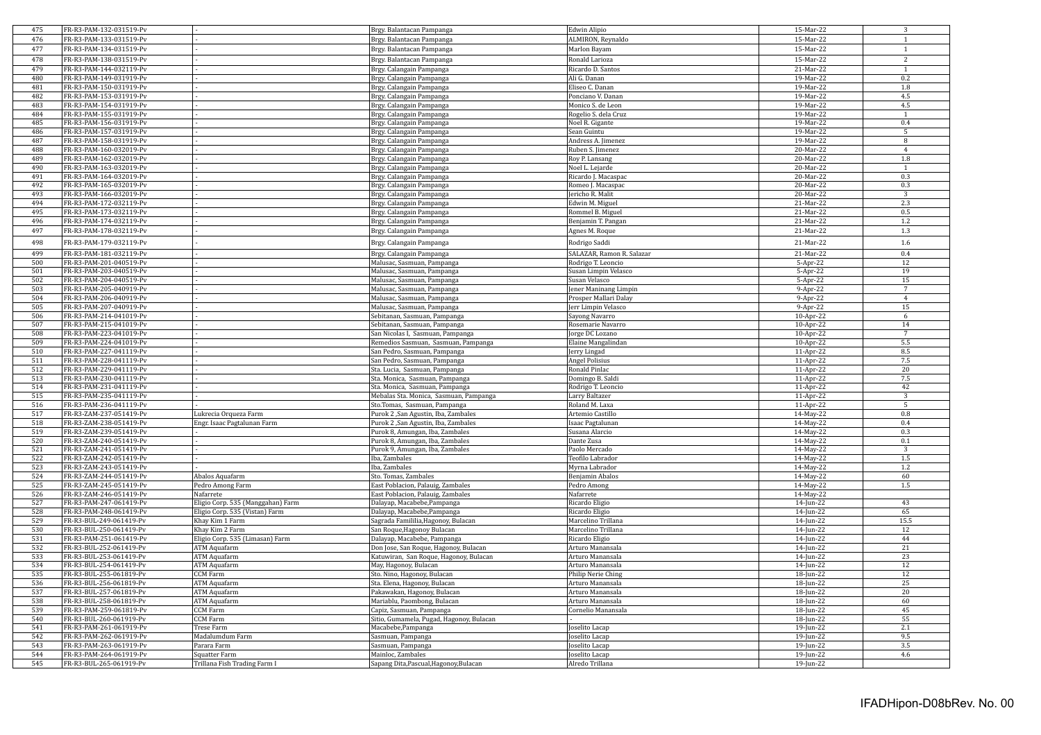| 475 | FR-R3-PAM-132-031519-Pv | - | Brgy. Balantacan Pampanga | Edwin Alipio | 15-Mar-22 | 3 |
|---|---|---|---|---|---|---|
| 476 | FR-R3-PAM-133-031519-Pv | - | Brgy. Balantacan Pampanga | ALMIRON, Reynaldo | 15-Mar-22 | 1 |
| 477 | FR-R3-PAM-134-031519-Pv | - | Brgy. Balantacan Pampanga | Marlon Bayam | 15-Mar-22 | 1 |
| 478 | FR-R3-PAM-138-031519-Pv | - | Brgy. Balantacan Pampanga | Ronald Larioza | 15-Mar-22 | 2 |
| 479 | FR-R3-PAM-144-032119-Pv | - | Brgy. Calangain Pampanga | Ricardo D. Santos | 21-Mar-22 | 1 |
| 480 | FR-R3-PAM-149-031919-Pv | - | Brgy. Calangain Pampanga | Ali G. Danan | 19-Mar-22 | 0.2 |
| 481 | FR-R3-PAM-150-031919-Pv | - | Brgy. Calangain Pampanga | Eliseo C. Danan | 19-Mar-22 | 1.8 |
| 482 | FR-R3-PAM-153-031919-Pv | - | Brgy. Calangain Pampanga | Ponciano V. Danan | 19-Mar-22 | 4.5 |
| 483 | FR-R3-PAM-154-031919-Pv | - | Brgy. Calangain Pampanga | Monico S. de Leon | 19-Mar-22 | 4.5 |
| 484 | FR-R3-PAM-155-031919-Pv | - | Brgy. Calangain Pampanga | Rogelio S. dela Cruz | 19-Mar-22 | 1 |
| 485 | FR-R3-PAM-156-031919-Pv | - | Brgy. Calangain Pampanga | Noel R. Gigante | 19-Mar-22 | 0.4 |
| 486 | FR-R3-PAM-157-031919-Pv | - | Brgy. Calangain Pampanga | Sean Guintu | 19-Mar-22 | 5 |
| 487 | FR-R3-PAM-158-031919-Pv | - | Brgy. Calangain Pampanga | Andress A. Jimenez | 19-Mar-22 | 8 |
| 488 | FR-R3-PAM-160-032019-Pv | - | Brgy. Calangain Pampanga | Ruben S. Jimenez | 20-Mar-22 | 4 |
| 489 | FR-R3-PAM-162-032019-Pv | - | Brgy. Calangain Pampanga | Roy P. Lansang | 20-Mar-22 | 1.8 |
| 490 | FR-R3-PAM-163-032019-Pv | - | Brgy. Calangain Pampanga | Noel L. Lejarde | 20-Mar-22 | 1 |
| 491 | FR-R3-PAM-164-032019-Pv | - | Brgy. Calangain Pampanga | Ricardo J. Macaspac | 20-Mar-22 | 0.3 |
| 492 | FR-R3-PAM-165-032019-Pv | - | Brgy. Calangain Pampanga | Romeo J. Macaspac | 20-Mar-22 | 0.3 |
| 493 | FR-R3-PAM-166-032019-Pv | - | Brgy. Calangain Pampanga | Jericho R. Malit | 20-Mar-22 | 3 |
| 494 | FR-R3-PAM-172-032119-Pv | - | Brgy. Calangain Pampanga | Edwin M. Miguel | 21-Mar-22 | 2.3 |
| 495 | FR-R3-PAM-173-032119-Pv | - | Brgy. Calangain Pampanga | Rommel B. Miguel | 21-Mar-22 | 0.5 |
| 496 | FR-R3-PAM-174-032119-Pv | - | Brgy. Calangain Pampanga | Benjamin T. Pangan | 21-Mar-22 | 1.2 |
| 497 | FR-R3-PAM-178-032119-Pv | - | Brgy. Calangain Pampanga | Agnes M. Roque | 21-Mar-22 | 1.3 |
| 498 | FR-R3-PAM-179-032119-Pv | - | Brgy. Calangain Pampanga | Rodrigo Saddi | 21-Mar-22 | 1.6 |
| 499 | FR-R3-PAM-181-032119-Pv | - | Brgy. Calangain Pampanga | SALAZAR, Ramon R. Salazar | 21-Mar-22 | 0.4 |
| 500 | FR-R3-PAM-201-040519-Pv | - | Malusac, Sasmuan, Pampanga | Rodrigo T. Leoncio | 5-Apr-22 | 12 |
| 501 | FR-R3-PAM-203-040519-Pv | - | Malusac, Sasmuan, Pampanga | Susan Limpin Velasco | 5-Apr-22 | 19 |
| 502 | FR-R3-PAM-204-040519-Pv | - | Malusac, Sasmuan, Pampanga | Susan Velasco | 5-Apr-22 | 15 |
| 503 | FR-R3-PAM-205-040919-Pv | - | Malusac, Sasmuan, Pampanga | Jener Maninang Limpin | 9-Apr-22 | 7 |
| 504 | FR-R3-PAM-206-040919-Pv | - | Malusac, Sasmuan, Pampanga | Prosper Mallari Dalay | 9-Apr-22 | 4 |
| 505 | FR-R3-PAM-207-040919-Pv | - | Malusac, Sasmuan, Pampanga | Jerr Limpin Velasco | 9-Apr-22 | 15 |
| 506 | FR-R3-PAM-214-041019-Pv | - | Sebitanan, Sasmuan, Pampanga | Sayong Navarro | 10-Apr-22 | 6 |
| 507 | FR-R3-PAM-215-041019-Pv | - | Sebitanan, Sasmuan, Pampanga | Rosemarie Navarro | 10-Apr-22 | 14 |
| 508 | FR-R3-PAM-223-041019-Pv | - | San Nicolas I, Sasmuan, Pampanga | Jorge DC Lozano | 10-Apr-22 | 7 |
| 509 | FR-R3-PAM-224-041019-Pv | - | Remedios Sasmuan, Sasmuan, Pampanga | Elaine Mangalindan | 10-Apr-22 | 5.5 |
| 510 | FR-R3-PAM-227-041119-Pv | - | San Pedro, Sasmuan, Pampanga | Jerry Lingad | 11-Apr-22 | 8.5 |
| 511 | FR-R3-PAM-228-041119-Pv | - | San Pedro, Sasmuan, Pampanga | Angel Polisius | 11-Apr-22 | 7.5 |
| 512 | FR-R3-PAM-229-041119-Pv | - | Sta. Lucia, Sasmuan, Pampanga | Ronald Pinlac | 11-Apr-22 | 20 |
| 513 | FR-R3-PAM-230-041119-Pv | - | Sta. Monica, Sasmuan, Pampanga | Domingo B. Saldi | 11-Apr-22 | 7.5 |
| 514 | FR-R3-PAM-231-041119-Pv | - | Sta. Monica, Sasmuan, Pampanga | Rodrigo T. Leoncio | 11-Apr-22 | 42 |
| 515 | FR-R3-PAM-235-041119-Pv | - | Mebalas Sta. Monica, Sasmuan, Pampanga | Larry Baltazer | 11-Apr-22 | 3 |
| 516 | FR-R3-PAM-236-041119-Pv | - | Sto.Tomas, Sasmuan, Pampanga | Roland M. Laxa | 11-Apr-22 | 5 |
| 517 | FR-R3-ZAM-237-051419-Pv | Lukrecia Orqueza Farm | Purok 2 ,San Agustin, Iba, Zambales | Artemio Castillo | 14-May-22 | 0.8 |
| 518 | FR-R3-ZAM-238-051419-Pv | Engr. Isaac Pagtalunan Farm | Purok 2 ,San Agustin, Iba, Zambales | Isaac Pagtalunan | 14-May-22 | 0.4 |
| 519 | FR-R3-ZAM-239-051419-Pv | - | Purok 8, Amungan, Iba, Zambales | Susana Alarcio | 14-May-22 | 0.3 |
| 520 | FR-R3-ZAM-240-051419-Pv | - | Purok 8, Amungan, Iba, Zambales | Dante Zusa | 14-May-22 | 0.1 |
| 521 | FR-R3-ZAM-241-051419-Pv | - | Purok 9, Amungan, Iba, Zambales | Paolo Mercado | 14-May-22 | 3 |
| 522 | FR-R3-ZAM-242-051419-Pv | - | Iba, Zambales | Teofilo Labrador | 14-May-22 | 1.5 |
| 523 | FR-R3-ZAM-243-051419-Pv | - | Iba, Zambales | Myrna Labrador | 14-May-22 | 1.2 |
| 524 | FR-R3-ZAM-244-051419-Pv | Abalos Aquafarm | Sto. Tomas, Zambales | Benjamin Abalos | 14-May-22 | 60 |
| 525 | FR-R3-ZAM-245-051419-Pv | Pedro Among Farm | East Poblacion, Palauig, Zambales | Pedro Among | 14-May-22 | 1.5 |
| 526 | FR-R3-ZAM-246-051419-Pv | Nafarrete | East Poblacion, Palauig, Zambales | Nafarrete | 14-May-22 | |
| 527 | FR-R3-PAM-247-061419-Pv | Eligio Corp. 535 (Manggahan) Farm | Dalayap, Macabebe,Pampanga | Ricardo Eligio | 14-Jun-22 | 43 |
| 528 | FR-R3-PAM-248-061419-Pv | Eligio Corp. 535 (Vistan) Farm | Dalayap, Macabebe,Pampanga | Ricardo Eligio | 14-Jun-22 | 65 |
| 529 | FR-R3-BUL-249-061419-Pv | Khay Kim 1 Farm | Sagrada Famililia,Hagonoy, Bulacan | Marcelino Trillana | 14-Jun-22 | 15.5 |
| 530 | FR-R3-BUL-250-061419-Pv | Khay Kim 2 Farm | San Roque,Hagonoy Bulacan | Marcelino Trillana | 14-Jun-22 | 12 |
| 531 | FR-R3-PAM-251-061419-Pv | Eligio Corp. 535 (Limasan) Farm | Dalayap, Macabebe, Pampanga | Ricardo Eligio | 14-Jun-22 | 44 |
| 532 | FR-R3-BUL-252-061419-Pv | ATM Aquafarm | Don Jose, San Roque, Hagonoy, Bulacan | Arturo Manansala | 14-Jun-22 | 21 |
| 533 | FR-R3-BUL-253-061419-Pv | ATM Aquafarm | Katuwiran, San Roque, Hagonoy, Bulacan | Arturo Manansala | 14-Jun-22 | 23 |
| 534 | FR-R3-BUL-254-061419-Pv | ATM Aquafarm | May, Hagonoy, Bulacan | Arturo Manansala | 14-Jun-22 | 12 |
| 535 | FR-R3-BUL-255-061819-Pv | CCM Farm | Sto. Nino, Hagonoy, Bulacan | Philip Nerie Ching | 18-Jun-22 | 12 |
| 536 | FR-R3-BUL-256-061819-Pv | ATM Aquafarm | Sta. Elena, Hagonoy, Bulacan | Arturo Manansala | 18-Jun-22 | 25 |
| 537 | FR-R3-BUL-257-061819-Pv | ATM Aquafarm | Pakawakan, Hagonoy, Bulacan | Arturo Manansala | 18-Jun-22 | 20 |
| 538 | FR-R3-BUL-258-061819-Pv | ATM Aquafarm | Mariablu, Paombong, Bulacan | Arturo Manansala | 18-Jun-22 | 60 |
| 539 | FR-R3-PAM-259-061819-Pv | CCM Farm | Capiz, Sasmuan, Pampanga | Cornelio Manansala | 18-Jun-22 | 45 |
| 540 | FR-R3-BUL-260-061919-Pv | CCM Farm | Sitio, Gumamela, Pugad, Hagonoy, Bulacan | - | 18-Jun-22 | 55 |
| 541 | FR-R3-PAM-261-061919-Pv | Trese Farm | Macabebe,Pampanga | Joselito Lacap | 19-Jun-22 | 2.1 |
| 542 | FR-R3-PAM-262-061919-Pv | Madalumdum Farm | Sasmuan, Pampanga | Joselito Lacap | 19-Jun-22 | 9.5 |
| 543 | FR-R3-PAM-263-061919-Pv | Parara Farm | Sasmuan, Pampanga | Joselito Lacap | 19-Jun-22 | 3.5 |
| 544 | FR-R3-PAM-264-061919-Pv | Squatter Farm | Mainloc, Zambales | Joselito Lacap | 19-Jun-22 | 4.6 |
| 545 | FR-R3-BUL-265-061919-Pv | Trillana Fish Trading Farm I | Sapang Dita,Pascual,Hagonoy,Bulacan | Alredo Trillana | 19-Jun-22 | |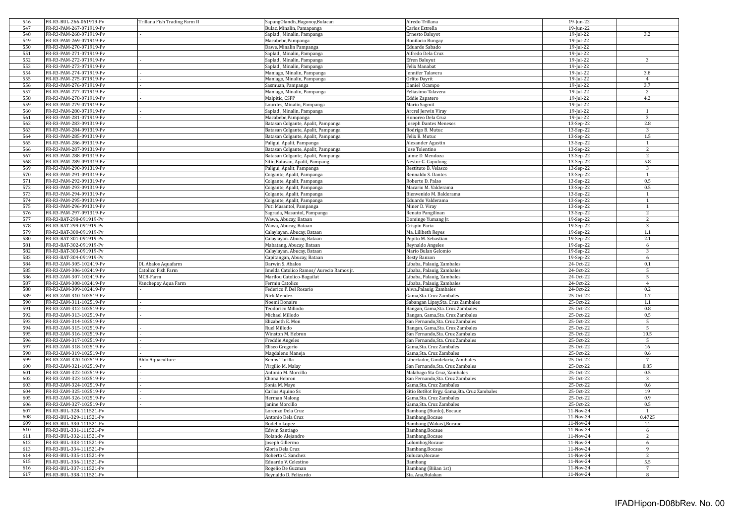| | | | | | | |
|---|---|---|---|---|---|---|
| 546 | FR-R3-BUL-266-061919-Pv | Trillana Fish Trading Farm II | SapangOlandis,Hagonoy,Bulacan | Alredo Trillana | 19-Jun-22 | |
| 547 | FR-R3-PAM-267-071919-Pv | | Bulac, Minalin, Pamapanga | Carlos Estrella | 19-Jun-22 | |
| 548 | FR-R3-PAM-268-071919-Pv | - | Saplad , Minalin, Pampanga | Ernesto Baluyot | 19-Jul-22 | 3.2 |
| 549 | FR-R3-PAM-269-071919-Pv | | Macabebe,Pampanga | Bonifacio Bungay | 19-Jul-22 | |
| 550 | FR-R3-PAM-270-071919-Pv | | Dawe, Minalin Pampanga | Eduardo Sabado | 19-Jul-22 | |
| 551 | FR-R3-PAM-271-071919-Pv | | Saplad , Minalin, Pampanga | Alfredo Dela Cruz | 19-Jul-22 | |
| 552 | FR-R3-PAM-272-071919-Pv | - | Saplad , Minalin, Pampanga | Efren Baluyut | 19-Jul-22 | 3 |
| 553 | FR-R3-PAM-273-071919-Pv | | Saplad , Minalin, Pampanga | Felix Manabat | 19-Jul-22 | |
| 554 | FR-R3-PAM-274-071919-Pv | - | Maniago, Minalin, Pampanga | Jennifer Talavera | 19-Jul-22 | 3.8 |
| 555 | FR-R3-PAM-275-071919-Pv | - | Maniago, Minalin, Pampanga | Orlito Dayrit | 19-Jul-22 | 4 |
| 556 | FR-R3-PAM-276-071919-Pv | - | Sasmuan, Pampanga | Daniel Ocampo | 19-Jul-22 | 3.7 |
| 557 | FR-R3-PAM-277-071919-Pv | - | Maniago, Minalin, Pampanga | Feliasimo Talavera | 19-Jul-22 | 2 |
| 558 | FR-R3-PAM-278-071919-Pv | - | Malpitic, CSFP | Eddie Zapatero | 19-Jul-22 | 4.2 |
| 559 | FR-R3-PAM-279-071919-Pv | | Lourdes, Minalin, Pampanga | Mario Sagmit | 19-Jul-22 | |
| 560 | FR-R3-PAM-280-071919-Pv | - | Saplad , Minalin, Pampanga | Arcrel Jerwin Viray | 19-Jul-22 | 1 |
| 561 | FR-R3-PAM-281-071919-Pv | - | Macabebe,Pampanga | Honoreo Dela Cruz | 19-Jul-22 | 3 |
| 562 | FR-R3-PAM-283-091319-Pv | | Batasan Colgante, Apalit, Pampanga | Joseph Dantes Meneses | 13-Sep-22 | 2.8 |
| 563 | FR-R3-PAM-284-091319-Pv | | Batasan Colgante, Apalit, Pampanga | Rodrigo B. Mutuc | 13-Sep-22 | 3 |
| 564 | FR-R3-PAM-285-091319-Pv | | Batasan Colgante, Apalit, Pampanga | Felix B. Mutuc | 13-Sep-22 | 1.5 |
| 565 | FR-R3-PAM-286-091319-Pv | | Paligui, Apalit, Pampanga | Alexander Agustin | 13-Sep-22 | 1 |
| 566 | FR-R3-PAM-287-091319-Pv | | Batasan Colgante, Apalit, Pampanga | Jose Tolentino | 13-Sep-22 | 2 |
| 567 | FR-R3-PAM-288-091319-Pv | | Batasan Colgante, Apalit, Pampanga | Jaime D. Mendoza | 13-Sep-22 | 2 |
| 568 | FR-R3-PAM-289-091319-Pv | | Sitio,Batasan, Apalit, Pampang | Nestor G. Capulong | 13-Sep-22 | 5.8 |
| 569 | FR-R3-PAM-290-091319-Pv | | Paligui, Apalit, Pampanga | Restituto B. Velasco | 13-Sep-22 | 3 |
| 570 | FR-R3-PAM-291-091319-Pv | | Colgante, Apalit, Pampanga | Rennaldo S. Dantes | 13-Sep-22 | 1 |
| 571 | FR-R3-PAM-292-091319-Pv | | Colgante, Apalit, Pampanga | Roberto D. Palao | 13-Sep-22 | 0.5 |
| 572 | FR-R3-PAM-293-091319-Pv | | Colgante, Apalit, Pampanga | Macario M. Valderama | 13-Sep-22 | 0.5 |
| 573 | FR-R3-PAM-294-091319-Pv | | Colgante, Apalit, Pampanga | Bienvenido M. Balderama | 13-Sep-22 | 1 |
| 574 | FR-R3-PAM-295-091319-Pv | | Colgante, Apalit, Pampanga | Eduardo Valderama | 13-Sep-22 | 1 |
| 575 | FR-R3-PAM-296-091319-Pv | | Puti Masantol, Pampanga | Miner D. Viray | 13-Sep-22 | 1 |
| 576 | FR-R3-PAM-297-091319-Pv | | Sagrada, Masantol, Pampanga | Renato Pangilinan | 13-Sep-22 | 2 |
| 577 | FR-R3-BAT-298-091919-Pv | | Wawa, Abucay, Bataan | Domingo Yumang Jr. | 19-Sep-22 | 2 |
| 578 | FR-R3-BAT-299-091919-Pv | | Wawa, Abucay, Bataan | Crispin Paria | 19-Sep-22 | 3 |
| 579 | FR-R3-BAT-300-091919-Pv | | Calaylayan. Abucay, Bataan | Ma. Lilibeth Reyes | 19-Sep-22 | 1.1 |
| 580 | FR-R3-BAT-301-091919-Pv | | Calaylayan. Abucay, Bataan | Pepito M. Sebastian | 19-Sep-22 | 2.1 |
| 581 | FR-R3-BAT-302-091919-Pv | | Mabatang, Abucay, Bataan | Reynaldo Angeles | 19-Sep-22 | 6 |
| 582 | FR-R3-BAT-303-091919-Pv | | Calaylayan. Abucay, Bataan | Mario Bulan Gelomio | 19-Sep-22 | 3 |
| 583 | FR-R3-BAT-304-091919-Pv | | Capitangan, Abucay, Bataan | Resty Banzon | 19-Sep-22 | 6 |
| 584 | FR-R3-ZAM-305-102419-Pv | DL Abalos Aquafarm | Darwin S. Abalos | Libaba, Palauig, Zambales | 24-Oct-22 | 0.1 |
| 585 | FR-R3-ZAM-306-102419-Pv | Catolico Fish Farm | Imelda Catolico Ramos/ Aurecio Ramos jr. | Libaba, Palauig, Zambales | 24-Oct-22 | 5 |
| 586 | FR-R3-ZAM-307-102419-Pv | MCB-Farm | Marilou Catolico-Baguilat | Libaba, Palauig, Zambales | 24-Oct-22 | 5 |
| 587 | FR-R3-ZAM-308-102419-Pv | Vanchepoy Aqua Farm | Fermin Catolico | Libaba, Palauig, Zambales | 24-Oct-22 | 4 |
| 588 | FR-R3-ZAM-309-102419-Pv | - | Federico P. Del Rosario | Alwa,Palauig, Zambales | 24-Oct-22 | 0.2 |
| 589 | FR-R3-ZAM-310-102519-Pv | - | Nick Mendez | Gama,Sta. Cruz Zambales | 25-Oct-22 | 1.7 |
| 590 | FR-R3-ZAM-311-102519-Pv | - | Noemi Donaire | Sabangan Lipay,Sta. Cruz Zambales | 25-Oct-22 | 1.1 |
| 591 | FR-R3-ZAM-312-102519-Pv | - | Teodorico Millodo | Bangan, Gama,Sta. Cruz Zambales | 25-Oct-22 | 0.8 |
| 592 | FR-R3-ZAM-313-102519-Pv | - | Michael Millodo | Bangan, Gama,Sta. Cruz Zambales | 25-Oct-22 | 0.5 |
| 593 | FR-R3-ZAM-314-102519-Pv | | Elizabeth E. Mon | San Fernando,Sta. Cruz Zambales | 25-Oct-22 | 5 |
| 594 | FR-R3-ZAM-315-102519-Pv | - | Ruel Millodo | Bangan, Gama,Sta. Cruz Zambales | 25-Oct-22 | 5 |
| 595 | FR-R3-ZAM-316-102519-Pv | - | Winston M. Hebron | San Fernando,Sta. Cruz Zambales | 25-Oct-22 | 10.5 |
| 596 | FR-R3-ZAM-317-102519-Pv | - | Freddie Angeles | San Fernando,Sta. Cruz Zambales | 25-Oct-22 | 5 |
| 597 | FR-R3-ZAM-318-102519-Pv | - | Eliseo Gregorio | Gama,Sta. Cruz Zambales | 25-Oct-22 | 16 |
| 598 | FR-R3-ZAM-319-102519-Pv | - | Magdaleno Maneja | Gama,Sta. Cruz Zambales | 25-Oct-22 | 0.6 |
| 599 | FR-R3-ZAM-320-102519-Pv | Ahlo Aquaculture | Kenny Turilla | Libertador, Candelaria, Zambales | 25-Oct-22 | 7 |
| 600 | FR-R3-ZAM-321-102519-Pv | - | Virgilio M. Malay | San Fernando,Sta. Cruz Zambales | 25-Oct-22 | 0.85 |
| 601 | FR-R3-ZAM-322-102519-Pv | - | Antonio M. Morcillo | Malabago Sta Cruz, Zambales | 25-Oct-22 | 0.5 |
| 602 | FR-R3-ZAM-323-102519-Pv | - | Chona Hebron | San Fernando,Sta. Cruz Zambales | 25-Oct-22 | 3 |
| 603 | FR-R3-ZAM-324-102519-Pv | - | Sonia M. Mayo | Gama,Sta. Cruz Zambales | 25-Oct-22 | 0.6 |
| 604 | FR-R3-ZAM-325-102519-Pv | - | Carlos Aquino Sr. | Sitio BotBot Brgy. Gama,Sta. Cruz Zambales | 25-Oct-22 | 19 |
| 605 | FR-R3-ZAM-326-102519-Pv | - | Herman Malong | Gama,Sta. Cruz Zambales | 25-Oct-22 | 0.9 |
| 606 | FR-R3-ZAM-327-102519-Pv | - | Janine Morcillo | Gama,Sta. Cruz Zambales | 25-Oct-22 | 0.5 |
| 607 | FR-R3-BUL-328-111521-Pv | | Lorenzo Dela Cruz | Bambang (Bunlo), Bocaue | 11-Nov-24 | 1 |
| 608 | FR-R3-BUL-329-111521-Pv | | Antonio Dela Cruz | Bambang,Bocaue | 11-Nov-24 | 0.4725 |
| 609 | FR-R3-BUL-330-111521-Pv | | Rodelio Lopez | Bambang (Wakas),Bocaue | 11-Nov-24 | 14 |
| 610 | FR-R3-BUL-331-111521-Pv | | Edwin Santiago | Bambang,Bocaue | 11-Nov-24 | 6 |
| 611 | FR-R3-BUL-332-111521-Pv | | Rolando Alejandro | Bambang,Bocaue | 11-Nov-24 | 2 |
| 612 | FR-R3-BUL-333-111521-Pv | | Joseph Gillermo | Lolomboy,Bocaue | 11-Nov-24 | 6 |
| 613 | FR-R3-BUL-334-111521-Pv | | Gloria Dela Cruz | Bambang,Bocaue | 11-Nov-24 | 9 |
| 614 | FR-R3-BUL-335-111521-Pv | | Roberto C. Sanchez | Sulucan,Bocaue | 11-Nov-24 | 2 |
| 615 | FR-R3-BUL-336-111521-Pv | | Eduardo V. Celestino | Bambang | 11-Nov-24 | 5.5 |
| 616 | FR-R3-BUL-337-111521-Pv | | Rogelio De Guzman | Bambang (Biñan 1st) | 11-Nov-24 | 7 |
| 617 | FR-R3-BUL-338-111521-Pv | | Reynaldo D. Felizardo | Sta. Ana,Bulakan | 11-Nov-24 | 8 |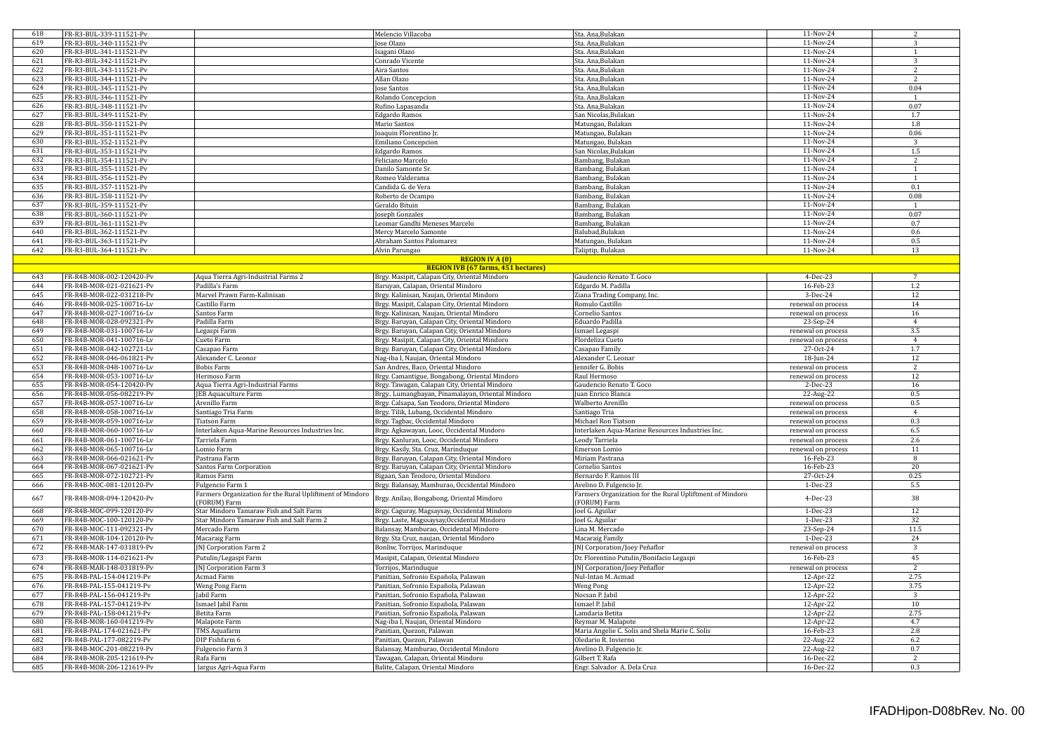| | | | | | | |
|---|---|---|---|---|---|---|
| 618 | FR-R3-BUL-339-111521-Pv | | Melencio Villacoba | Sta. Ana,Bulakan | 11-Nov-24 | 2 |
| 619 | FR-R3-BUL-340-111521-Pv | | Jose Olazo | Sta. Ana,Bulakan | 11-Nov-24 | 3 |
| 620 | FR-R3-BUL-341-111521-Pv | | Isagani Olazo | Sta. Ana,Bulakan | 11-Nov-24 | 1 |
| 621 | FR-R3-BUL-342-111521-Pv | | Conrado Vicente | Sta. Ana,Bulakan | 11-Nov-24 | 3 |
| 622 | FR-R3-BUL-343-111521-Pv | | Aira Santos | Sta. Ana,Bulakan | 11-Nov-24 | 2 |
| 623 | FR-R3-BUL-344-111521-Pv | | Allan Olazo | Sta. Ana,Bulakan | 11-Nov-24 | 2 |
| 624 | FR-R3-BUL-345-111521-Pv | | Jose Santos | Sta. Ana,Bulakan | 11-Nov-24 | 0.04 |
| 625 | FR-R3-BUL-346-111521-Pv | | Rolando Concepcion | Sta. Ana,Bulakan | 11-Nov-24 | 1 |
| 626 | FR-R3-BUL-348-111521-Pv | | Rufino Lapasanda | Sta. Ana,Bulakan | 11-Nov-24 | 0.07 |
| 627 | FR-R3-BUL-349-111521-Pv | | Edgardo Ramos | San Nicolas,Bulakan | 11-Nov-24 | 1.7 |
| 628 | FR-R3-BUL-350-111521-Pv | | Mario Santos | Matungao, Bulakan | 11-Nov-24 | 1.8 |
| 629 | FR-R3-BUL-351-111521-Pv | | Joaquin Florentino Jr. | Matungao, Bulakan | 11-Nov-24 | 0.06 |
| 630 | FR-R3-BUL-352-111521-Pv | | Emiliano Concepcion | Matungao, Bulakan | 11-Nov-24 | 3 |
| 631 | FR-R3-BUL-353-111521-Pv | | Edgardo Ramos | San Nicolas,Bulakan | 11-Nov-24 | 1.5 |
| 632 | FR-R3-BUL-354-111521-Pv | | Feliciano Marcelo | Bambang, Bulakan | 11-Nov-24 | 2 |
| 633 | FR-R3-BUL-355-111521-Pv | | Danilo Samonte Sr. | Bambang, Bulakan | 11-Nov-24 | 1 |
| 634 | FR-R3-BUL-356-111521-Pv | | Romeo Valderama | Bambang, Bulakan | 11-Nov-24 | 1 |
| 635 | FR-R3-BUL-357-111521-Pv | | Candida G. de Vera | Bambang, Bulakan | 11-Nov-24 | 0.1 |
| 636 | FR-R3-BUL-358-111521-Pv | | Roberto de Ocampo | Bambang, Bulakan | 11-Nov-24 | 0.08 |
| 637 | FR-R3-BUL-359-111521-Pv | | Geraldo Bituin | Bambang, Bulakan | 11-Nov-24 | 1 |
| 638 | FR-R3-BUL-360-111521-Pv | | Joseph Gonzales | Bambang, Bulakan | 11-Nov-24 | 0.07 |
| 639 | FR-R3-BUL-361-111521-Pv | | Leomar Gandhi Meneses Marcelo | Bambang, Bulakan | 11-Nov-24 | 0.7 |
| 640 | FR-R3-BUL-362-111521-Pv | | Mercy Marcelo Samonte | Balubad,Bulakan | 11-Nov-24 | 0.6 |
| 641 | FR-R3-BUL-363-111521-Pv | | Abraham Santos Palomarez | Matungao, Bulakan | 11-Nov-24 | 0.5 |
| 642 | FR-R3-BUL-364-111521-Pv | | Alvin Parungao | Taliptip, Bulakan | 11-Nov-24 | 13 |
| | | | **REGION IV A (0)** | | | |
| | | | **REGION IVB (67 farms, 451 hectares)** | | | |
| 643 | FR-R4B-MOR-002-120420-Pv | Aqua Tierra Agri-Industrial Farms 2 | Brgy. Masipit, Calapan City, Oriental Mindoro | Gaudencio Renato T. Goco | 4-Dec-23 | 7 |
| 644 | FR-R4B-MOR-021-021621-Pv | Padilla's Farm | Baruyan, Calapan, Oriental Mindoro | Edgardo M. Padilla | 16-Feb-23 | 1.2 |
| 645 | FR-R4B-MOR-022-031218-Pv | Marvel Prawn Farm-Kalinisan | Brgy. Kalinisan, Naujan, Oriental Mindoro | Ziana Trading Company, Inc. | 3-Dec-24 | 12 |
| 646 | FR-R4B-MOR-025-100716-Lv | Castillo Farm | Brgy. Masipit, Calapan City, Oriental Mindoro | Romulo Castillo | renewal on process | 14 |
| 647 | FR-R4B-MOR-027-100716-Lv | Santos Farm | Brgy. Kalinisan, Naujan, Oriental Mindoro | Cornelio Santos | renewal on process | 16 |
| 648 | FR-R4B-MOR-028-092321-Pv | Padilla Farm | Brgy. Baruyan, Calapan City, Oriental Mindoro | Eduardo Padilla | 23-Sep-24 | 4 |
| 649 | FR-R4B-MOR-031-100716-Lv | Legaspi Farm | Brgy. Baruyan, Calapan City, Oriental Mindoro | Ismael Legaspi | renewal on process | 3.5 |
| 650 | FR-R4B-MOR-041-100716-Lv | Cueto Farm | Brgy. Masipit, Calapan City, Oriental Mindoro | Flordeliza Cueto | renewal on process | 4 |
| 651 | FR-R4B-MOR-042-102721-Lv | Casapao Farm | Brgy. Baruyan, Calapan City, Oriental Mindoro | Casapao Family | 27-Oct-24 | 1.7 |
| 652 | FR-R4B-MOR-046-061821-Pv | Alexander C. Leonor | Nag-iba I, Naujan, Oriental Mindoro | Alexander C. Leonar | 18-Jun-24 | 12 |
| 653 | FR-R4B-MOR-048-100716-Lv | Bobis Farm | San Andres, Baco, Oriental Mindoro | Jennifer G. Bobis | renewal on process | 2 |
| 654 | FR-R4B-MOR-053-100716-Lv | Hermoso Farm | Brgy. Camantigue, Bongabong, Oriental Mindoro | Raul Hermoso | renewal on process | 12 |
| 655 | FR-R4B-MOR-054-120420-Pv | Aqua Tierra Agri-Industrial Farms | Brgy. Tawagan, Calapan City, Oriental Mindoro | Gaudencio Renato T. Goco | 2-Dec-23 | 16 |
| 656 | FR-R4B-MOR-056-082219-Pv | JEB Aquaculture Farm | Brgy.. Lumangbayan, Pinamalayan, Oriental Mindoro | Juan Enrico Blanca | 22-Aug-22 | 0.5 |
| 657 | FR-R4B-MOR-057-100716-Lv | Arenillo Farm | Brgy. Calsapa, San Teodoro, Oriental Mindoro | Walberto Arenillo | renewal on process | 0.5 |
| 658 | FR-R4B-MOR-058-100716-Lv | Santiago Tria Farm | Brgy. Tilik, Lubang, Occidental Mindoro | Santiago Tria | renewal on process | 4 |
| 659 | FR-R4B-MOR-059-100716-Lv | Tiatson Farm | Brgy. Tagbac, Occidental Mindoro | Michael Ron Tiatson | renewal on process | 0.3 |
| 660 | FR-R4B-MOR-060-100716-Lv | Interlaken Aqua-Marine Resources Industries Inc. | Brgy. Agkawayan, Looc, Occidental Mindoro | Interlaken Aqua-Marine Resources Industries Inc. | renewal on process | 6.5 |
| 661 | FR-R4B-MOR-061-100716-Lv | Tarriela Farm | Brgy. Kanluran, Looc, Occidental Mindoro | Leody Tarriela | renewal on process | 2.6 |
| 662 | FR-R4B-MOR-065-100716-Lv | Lomio Farm | Brgy. Kasily, Sta. Cruz, Marinduque | Emerson Lomio | renewal on process | 11 |
| 663 | FR-R4B-MOR-066-021621-Pv | Pastrana Farm | Brgy. Baruyan, Calapan City, Oriental Mindoro | Miriam Pastrana | 16-Feb-23 | 8 |
| 664 | FR-R4B-MOR-067-021621-Pv | Santos Farm Corporation | Brgy. Baruyan, Calapan City, Oriental Mindoro | Cornelio Santos | 16-Feb-23 | 20 |
| 665 | FR-R4B-MOR-072-102721-Pv | Ramos Farm | Bigaan, San Teodoro, Oriental Mindoro | Bernardo F. Ramos III | 27-Oct-24 | 0.25 |
| 666 | FR-R4B-MOC-081-120120-Pv | Fulgencio Farm 1 | Brgy. Balansay, Mamburao, Occidental Mindoro | Avelino D. Fulgencio Jr. | 1-Dec-23 | 5.5 |
| 667 | FR-R4B-MOR-094-120420-Pv | Farmers Organization for the Rural Upliftment of Mindoro (FORUM) Farm | Brgy. Anilao, Bongabong, Oriental Mindoro | Farmers Organization for the Rural Upliftment of Mindoro (FORUM) Farm | 4-Dec-23 | 38 |
| 668 | FR-R4B-MOC-099-120120-Pv | Star Mindoro Tamaraw Fish and Salt Farm | Brgy. Caguray, Magsaysay, Occidental Mindoro | Joel G. Aguilar | 1-Dec-23 | 12 |
| 669 | FR-R4B-MOC-100-120120-Pv | Star Mindoro Tamaraw Fish and Salt Farm 2 | Brgy. Laste, Magssaysay,Occidental Mindoro | Joel G. Aguilar | 1-Dec-23 | 32 |
| 670 | FR-R4B-MOC-111-092321-Pv | Mercado Farm | Balansay, Mamburao, Occidental Mindoro | Lina M. Mercado | 23-Sep-24 | 11.5 |
| 671 | FR-R4B-MOR-104-120120-Pv | Macaraig Farm | Brgy. Sta Cruz, naujan, Oriental Mindoro | Macaraig Family | 1-Dec-23 | 24 |
| 672 | FR-R4B-MAR-147-031819-Pv | JNJ Corporation Farm 2 | Bonliw, Torrijos, Marinduque | JNJ Corporation/Joey Peñaflor | renewal on process | 3 |
| 673 | FR-R4B-MOR-114-021621-Pv | Putulin/Legaspi Farm | Masipit, Calapan, Oriental Mindoro | Dr. Florentino Putulin/Bonifacio Legaspi | 16-Feb-23 | 45 |
| 674 | FR-R4B-MAR-148-031819-Pv | JNJ Corporation Farm 3 | Torrijos, Marinduque | JNJ Corporation/Joey Peñaflor | renewal on process | 2 |
| 675 | FR-R4B-PAL-154-041219-Pv | Acmad Farm | Panitian, Sofronio Española, Palawan | Nul-Intan M. Acmad | 12-Apr-22 | 2.75 |
| 676 | FR-R4B-PAL-155-041219-Pv | Weng Pong Farm | Panitian, Sofronio Española, Palawan | Weng Pong | 12-Apr-22 | 3.75 |
| 677 | FR-R4B-PAL-156-041219-Pv | Jabil Farm | Panitian, Sofronio Española, Palawan | Nocsan P. Jabil | 12-Apr-22 | 3 |
| 678 | FR-R4B-PAL-157-041219-Pv | Ismael Jabil Farm | Panitian, Sofronio Española, Palawan | Ismael P. Jabil | 12-Apr-22 | 10 |
| 679 | FR-R4B-PAL-158-041219-Pv | Betita Farm | Panitian, Sofronio Española, Palawan | Lamdaria Betita | 12-Apr-22 | 2.75 |
| 680 | FR-R4B-MOR-160-041219-Pv | Malapote Farm | Nag-iba I, Naujan, Oriental Mindoro | Reymar M. Malapote | 12-Apr-22 | 4.7 |
| 681 | FR-R4B-PAL-174-021621-Pv | TMS Aquafarm | Panitian, Quezon, Palawan | Maria Angelie C. Solis and Shela Marie C. Solis | 16-Feb-23 | 2.8 |
| 682 | FR-R4B-PAL-177-082219-Pv | DIP Fishfarm 6 | Panitian, Quezon, Palawan | Oledario R. Invierno | 22-Aug-22 | 6.2 |
| 683 | FR-R4B-MOC-201-082219-Pv | Fulgencio Farm 3 | Balansay, Mamburao, Occidental Mindoro | Avelino D. Fulgencio Jr. | 22-Aug-22 | 0.7 |
| 684 | FR-R4B-MOR-205-121619-Pv | Rafa Farm | Tawagan, Calapan, Oriental Mindoro | Gilbert T. Rafa | 16-Dec-22 | 2 |
| 685 | FR-R4B-MOR-206-121619-Pv | Jargus Agri-Aqua Farm | Balite, Calapan, Oriental Mindoro | Engr. Salvador A. Dela Cruz | 16-Dec-22 | 0.3 |

IFADHipon-D08bRev. No. 00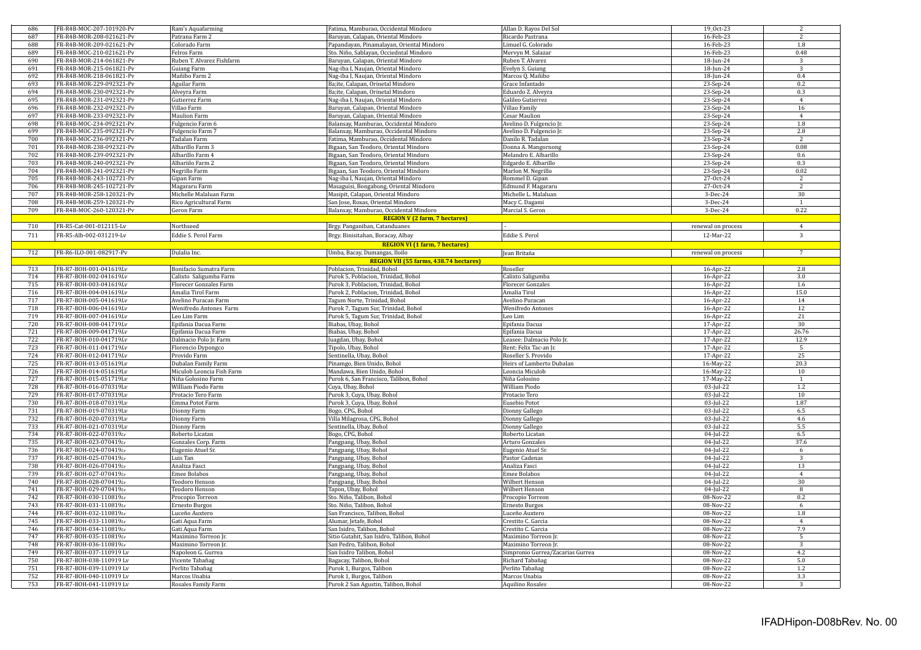| 686 | FR-R4B-MOC-207-101920-Pv | Ram's Aquafarming | Fatima, Mamburao, Occidental Mindoro | Allan D. Rayos Del Sol | 19_Oct-23 | 2 |
|---|---|---|---|---|---|---|
| 687 | FR-R4B-MOR-208-021621-Pv | Patrana Farm 2 | Baruyan, Calapan, Oriental Mindoro | Ricardo Pastrana | 16-Feb-23 | 2 |
| 688 | FR-R4B-MOR-209-021621-Pv | Colorado Farm | Papandayan, Pinamalayan, Oriental Mindoro | Limuel G. Colorado | 16-Feb-23 | 1.8 |
| 689 | FR-R4B-MOC-210-021621-Pv | Felros Farm | Sto. Niño, Sablayan, Occiedntal Mindoro | Mervyn M. Salazar | 16-Feb-23 | 0.48 |
| 690 | FR-R4B-MOR-214-061821-Pv | Ruben T. Alvarez Fishfarm | Baruyan, Calapan, Oriental Mindoro | Ruben T. Alvarez | 18-Jun-24 | 3 |
| 691 | FR-R4B-MOR-215-061821-Pv | Guiang Farm | Nag-iba I, Naujan, Oriental Mindoro | Evelyn S. Guiang | 18-Jun-24 | 3 |
| 692 | FR-R4B-MOR-218-061821-Pv | Mañibo Farm 2 | Nag-iba I, Naujan, Oriental Mindoro | Marcos Q. Mañibo | 18-Jun-24 | 0.4 |
| 693 | FR-R4B-MOR-229-092321-Pv | Aguilar Farm | Ba;ite, Calapan, Orinetal Mindoro | Grace Infantado | 23-Sep-24 | 0.2 |
| 694 | FR-R4B-MOR-230-092321-Pv | Alveyra Farm | Ba;ite, Calapan, Orinetal Mindoro | Eduardo Z. Alveyra | 23-Sep-24 | 0.3 |
| 695 | FR-R4B-MOR-231-092321-Pv | Gutierrez Farm | Nag-iba I, Naujan, Oriental Mindoro | Galileo Gutierrez | 23-Sep-24 | 4 |
| 696 | FR-R4B-MOR-232-092321-Pv | Villao Farm | Baruyan, Calapan, Oriental Mindoro | Villao Family | 23-Sep-24 | 16 |
| 697 | FR-R4B-MOR-233-092321-Pv | Maulion Farm | Baruyan, Calapan, Oriental Mindoro | Cesar Maulion | 23-Sep-24 | 4 |
| 698 | FR-R4B-MOC-234-092321-Pv | Fulgencio Farm 6 | Balansay, Mamburao, Occidental Mindoro | Avelino D. Fulgencio Jr. | 23-Sep-24 | 1.8 |
| 699 | FR-R4B-MOC-235-092321-Pv | Fulgencio Farm 7 | Balansay, Mamburao, Occidental Mindoro | Avelino D. Fulgencio Jr. | 23-Sep-24 | 2.8 |
| 700 | FR-R4B-MOC-236-092321-Pv | Tadalan Farm | Fatima, Mamburao, Occidental Mindoro | Danilo R. Tadalan | 23-Sep-24 | 2 |
| 701 | FR-R4B-MOR-238-092321-Pv | Albarillo Farm 3 | Bigaan, San Teodoro, Oriental Mindoro | Donna A. Mangornong | 23-Sep-24 | 0.08 |
| 702 | FR-R4B-MOR-239-092321-Pv | Albarillo Farm 4 | Bigaan, San Teodoro, Oriental Mindoro | Melandro E. Albarillo | 23-Sep-24 | 0.6 |
| 703 | FR-R4B-MOR-240-092321-Pv | Albariilo Farm 2 | Bigaan, San Teodoro, Oriental Mindoro | Edgardo E. Albarillo | 23-Sep-24 | 0.3 |
| 704 | FR-R4B-MOR-241-092321-Pv | Negrillo Farm | Bigaan, San Teodoro, Oriental Mindoro | Marlon M. Negrillo | 23-Sep-24 | 0.02 |
| 705 | FR-R4B-MOR-243-102721-Pv | Gipan Farm | Nag-iba I, Naujan, Oriental Mindoro | Rommel D. Gipan | 27-Oct-24 | 2 |
| 706 | FR-R4B-MOR-245-102721-Pv | Magararu Farm | Masaguisi, Bongabong, Oriental Mindoro | Edmund F. Magararu | 27-Oct-24 | 2 |
| 707 | FR-R4B-MOR-258-120321-Pv | Michelle Malaluan Farm | Masipit, Calapan, Oriental Mindoro | Michelle L. Malaluan | 3-Dec-24 | 30 |
| 708 | FR-R4B-MOR-259-120321-Pv | Rico Agricultural Farm | San Jose, Roxas, Oriental Mindoro | Macy C. Dagami | 3-Dec-24 | 1 |
| 709 | FR-R4B-MOC-260-120321-Pv | Geron Farm | Balansay, Mamburao, Occidental Mindoro | Marcial S. Geron | 3-Dec-24 | 0.22 |
| | | | **REGION V (2 farm, 7 hectares)** | | | |
| 710 | FR-R5-Cat-001-012115-Lv | Northseed | Brgy. Panganiban, Catanduanes | - | renewal on process | 4 |
| 711 | FR-R5-Alb-002-031219-Lv | Eddie S. Perol Farm | Brgy. Binisitahan, Boracay, Albay | Eddie S. Perol | 12-Mar-22 | 3 |
| | | | **REGION VI (1 farm, 7 hectares)** | | | |
| 712 | FR-R6-ILO-001-082917-Pv | Dulalia Inc. | Umba, Bacay, Dumangas, Iloilo | Jean Britaña | renewal on process | 7 |
| | | | **REGION VII (55 farms, 438.74 hectares)** | | | |
| 713 | FR-R7-BOH-001-041619Lv | Bonifacio Sumatra Farm | Poblacion, Trinidad, Bohol | Roseller | 16-Apr-22 | 2.8 |
| 714 | FR-R7-BOH-002-041619Lv | Calixto Saligumba Farm | Purok 5, Poblacion, Trinidad, Bohol | Calixto Saligumba | 16-Apr-22 | 3.0 |
| 715 | FR-R7-BOH-003-041619Lv | Florecer Gonzales Farm | Purok 3, Poblacion, Trinidad, Bohol | Florecer Gonzales | 16-Apr-22 | 1.6 |
| 716 | FR-R7-BOH-004-041619Lv | Amalia Tirol Farm | Purok 2, Poblacion, Trinidad, Bohol | Amalia Tirol | 16-Apr-22 | 15.0 |
| 717 | FR-R7-BOH-005-041619Lv | Avelino Puracan Farm | Tagum Norte, Trinidad, Bohol | Avelino Puracan | 16-Apr-22 | 14 |
| 718 | FR-R7-BOH-006-041619Lv | Wenifredo Antones Farm | Purok 7, Tagum Sur, Trinidad, Bohol | Wenifredo Antones | 16-Apr-22 | 12 |
| 719 | FR-R7-BOH-007-041619Lv | Leo Lim Farm | Purok 5, Tagum Sur, Trinidad, Bohol | Leo Lim | 16-Apr-22 | 21 |
| 720 | FR-R7-BOH-008-041719Lv | Epifania Dacua Farm | Biabas, Ubay, Bohol | Epifania Dacua | 17-Apr-22 | 30 |
| 721 | FR-R7-BOH-009-041719Lv | Epifania Dacua Farm | Biabas, Ubay, Bohol | Epifania Dacua | 17-Apr-22 | 26.76 |
| 722 | FR-R7-BOH-010-041719Lv | Dalmacio Polo Jr. Farm | Juagdan, Ubay, Bohol | Leasee: Dalmacio Polo Jr. | 17-Apr-22 | 12.9 |
| 723 | FR-R7-BOH-011-041719Lv | Florencio Dypongco | Tipolo, Ubay, Bohol | Rent: Felix Tac-an Jr. | 17-Apr-22 | 5 |
| 724 | FR-R7-BOH-012-041719Lv | Provido Farm | Sentinella, Ubay, Bohol | Roseller S. Provido | 17-Apr-22 | 25 |
| 725 | FR-R7-BOH-013-051619Lv | Dubalan Family Farm | Pinamgo, Bien Unido, Bohol | Heirs of Lamberto Dubalan | 16-May-22 | 20.3 |
| 726 | FR-R7-BOH-014-051619Lv | Miculob Leoncia Fish Farm | Mandawa, Bien Unido, Bohol | Leoncia Miculob | 16-May-22 | 10 |
| 727 | FR-R7-BOH-015-051719Lv | Niña Golosino Farm | Purok 6, San Francisco, Talibon, Bohol | Niña Golosino | 17-May-22 | 1 |
| 728 | FR-R7-BOH-016-070319Lv | William Piodo Farm | Cuya, Ubay, Bohol | William Piodo | 03-Jul-22 | 1.2 |
| 729 | FR-R7-BOH-017-070319Lv | Protacio Tero Farm | Purok 3, Cuya, Ubay, Bohol | Protacio Tero | 03-Jul-22 | 10 |
| 730 | FR-R7-BOH-018-070319Lv | Emma Potot Farm | Purok 3, Cuya, Ubay, Bohol | Eusebio Potot | 03-Jul-22 | 1.87 |
| 731 | FR-R7-BOH-019-070319Lv | Dionny Farm | Bogo, CPG, Bohol | Dionny Gallego | 03-Jul-22 | 6.5 |
| 732 | FR-R7-BOH-020-070319Lv | Dionny Farm | Villa Milagrosa, CPG, Bohol | Dionny Gallego | 03-Jul-22 | 4.6 |
| 733 | FR-R7-BOH-021-070319Lv | Dionny Farm | Sentinella, Ubay, Bohol | Dionny Gallego | 03-Jul-22 | 5.5 |
| 734 | FR-R7-BOH-022-070319Lv | Roberto Licatan | Bogo, CPG, Bohol | Roberto Licatan | 04-Jul-22 | 6.5 |
| 735 | FR-R7-BOH-023-070419Lv | Gonzales Corp. Farm | Pangpang, Ubay, Bohol | Arturo Gonzales | 04-Jul-22 | 37.6 |
| 736 | FR-R7-BOH-024-070419Lv | Eugenio Atuel Sr. | Pangpang, Ubay, Bohol | Eugenio Atuel Sr. | 04-Jul-22 | 6 |
| 737 | FR-R7-BOH-025-070419Lv | Luis Tan | Pangpang, Ubay, Bohol | Pastor Cadenas | 04-Jul-22 | 3 |
| 738 | FR-R7-BOH-026-070419Lv | Analiza Fasci | Pangpang, Ubay, Bohol | Analiza Fasci | 04-Jul-22 | 13 |
| 739 | FR-R7-BOH-027-070419Lv | Emee Bolabos | Pangpang, Ubay, Bohol | Emee Bolabos | 04-Jul-22 | 4 |
| 740 | FR-R7-BOH-028-070419Lv | Teodoro Henson | Pangpang, Ubay, Bohol | Wilbert Henson | 04-Jul-22 | 30 |
| 741 | FR-R7-BOH-029-070419Lv | Teodoro Henson | Tapon, Ubay, Bohol | Wilbert Henson | 04-Jul-22 | 8 |
| 742 | FR-R7-BOH-030-110819Lv | Procopio Torreon | Sto. Niño, Talibon, Bohol | Procopio Torreon | 08-Nov-22 | 0.2 |
| 743 | FR-R7-BOH-031-110819Lv | Ernesto Burgos | Sto. Niño, Talibon, Bohol | Ernesto Burgos | 08-Nov-22 | 6 |
| 744 | FR-R7-BOH-032-110819Lv | Luceño Auxtero | San Francisco, Talibon, Bohol | Luceño Auxtero | 08-Nov-22 | 1.8 |
| 745 | FR-R7-BOH-033-110819Lv | Gati Aqua Farm | Alumar, Jetafe, Bohol | Crestito C. Garcia | 08-Nov-22 | 4 |
| 746 | FR-R7-BOH-034-110819Lv | Gati Aqua Farm | San Isidro, Talibon, Bohol | Crestito C. Garcia | 08-Nov-22 | 7.9 |
| 747 | FR-R7-BOH-035-110819Lv | Maximino Torreon Jr. | Sitio Gutahit, San Isidro, Talibon, Bohol | Maximino Torreon Jr. | 08-Nov-22 | 5 |
| 748 | FR-R7-BOH-036-110819Lv | Maximino Torreon Jr. | San Pedro, Talibon, Bohol | Maximino Torreon Jr. | 08-Nov-22 | 3 |
| 749 | FR-R7-BOH-037-110919 Lv | Napoleon G. Gurrea | San Isidro Talibon, Bohol | Simpronio Gurrea/Zacarias Gurrea | 08-Nov-22 | 4.2 |
| 750 | FR-R7-BOH-038-110919 Lv | Vicente Tabañag | Bagacay, Talibon, Bohol | Richard Tabañag | 08-Nov-22 | 5.0 |
| 751 | FR-R7-BOH-039-110919 Lv | Perlito Tabañag | Purok 1, Burgos, Talibon | Perlito Tabañag | 08-Nov-22 | 1.2 |
| 752 | FR-R7-BOH-040-110919 Lv | Marcos Unabia | Purok 1, Burgos, Talibon | Marcos Unabia | 08-Nov-22 | 3.3 |
| 753 | FR-R7-BOH-041-110919 Lv | Rosales Family Farm | Purok 2 San Agustin, Talibon, Bohol | Aquilino Rosales | 08-Nov-22 | 3 |

IFADHipon-D08bRev. No. 00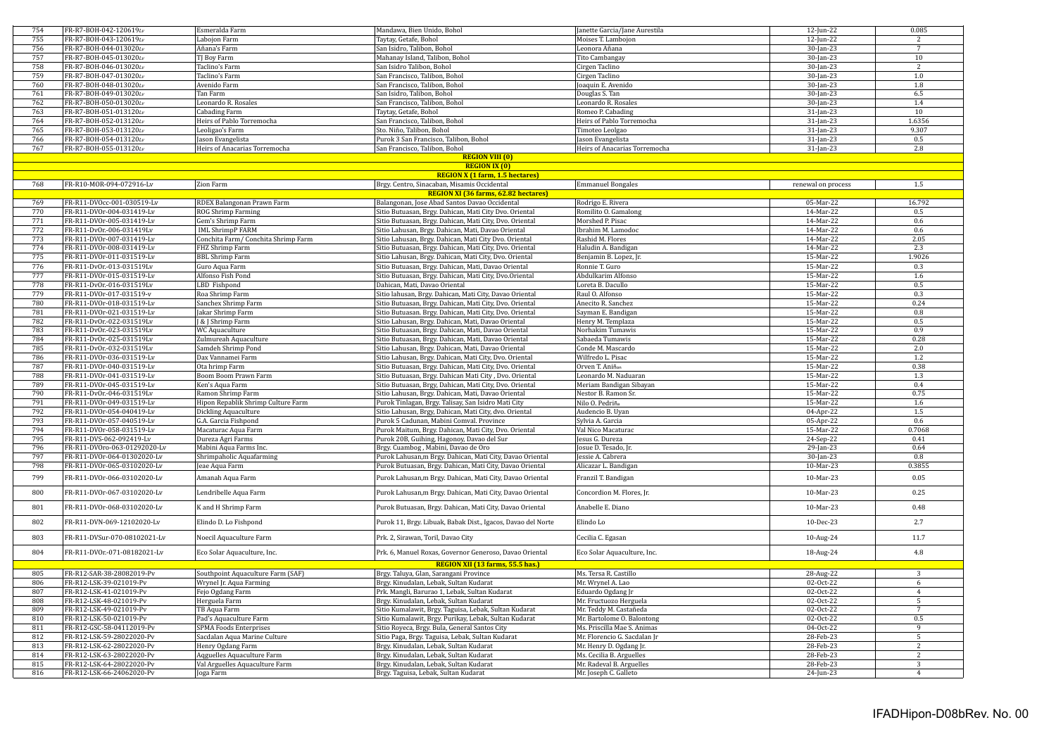| | | | | | | |
|---|---|---|---|---|---|---|
| 754 | FR-R7-BOH-042-120619Lv | Esmeralda Farm | Mandawa, Bien Unido, Bohol | Janette Garcia/Jane Aurestila | 12-Jun-22 | 0.085 |
| 755 | FR-R7-BOH-043-120619Lv | Labojon Farm | Taytay, Getafe, Bohol | Moises T. Lambojon | 12-Jun-22 | 2 |
| 756 | FR-R7-BOH-044-013020Lv | Añana's Farm | San Isidro, Talibon, Bohol | Leonora Añana | 30-Jan-23 | 7 |
| 757 | FR-R7-BOH-045-013020Lv | TJ Boy Farm | Mahanay Island, Talibon, Bohol | Tito Cambangay | 30-Jan-23 | 10 |
| 758 | FR-R7-BOH-046-013020Lv | Taclino's Farm | San Isidro Talibon, Bohol | Cirgen Taclino | 30-Jan-23 | 2 |
| 759 | FR-R7-BOH-047-013020Lv | Taclino's Farm | San Francisco, Talibon, Bohol | Cirgen Taclino | 30-Jan-23 | 1.0 |
| 760 | FR-R7-BOH-048-013020Lv | Avenido Farm | San Francisco, Talibon, Bohol | Joaquin E. Avenido | 30-Jan-23 | 1.8 |
| 761 | FR-R7-BOH-049-013020Lv | Tan Farm | San Isidro, Talibon, Bohol | Douglas S. Tan | 30-Jan-23 | 6.5 |
| 762 | FR-R7-BOH-050-013020Lv | Leonardo R. Rosales | San Francisco, Talibon, Bohol | Leonardo R. Rosales | 30-Jan-23 | 1.4 |
| 763 | FR-R7-BOH-051-013120Lv | Cabading Farm | Taytay, Getafe, Bohol | Romeo P. Cabading | 31-Jan-23 | 10 |
| 764 | FR-R7-BOH-052-013120Lv | Heirs of Pablo Torremocha | San Francisco, Talibon, Bohol | Heirs of Pablo Torremocha | 31-Jan-23 | 1.6356 |
| 765 | FR-R7-BOH-053-013120Lv | Leoligao's Farm | Sto. Niño, Talibon, Bohol | Timoteo Leolgao | 31-Jan-23 | 9.307 |
| 766 | FR-R7-BOH-054-013120Lv | Jason Evangelista | Purok 3 San Francisco, Talibon, Bohol | Jason Evangelista | 31-Jan-23 | 0.5 |
| 767 | FR-R7-BOH-055-013120Lv | Heirs of Anacarias Torremocha | San Francisco, Talibon, Bohol | Heirs of Anacarias Torremocha | 31-Jan-23 | 2.8 |
| **REGION VIII (0)** | | | | | | |
| **REGION IX (0)** | | | | | | |
| **REGION X (1 farm, 1.5 hectares)** | | | | | | |
| 768 | FR-R10-MOR-094-072916-Lv | Zion Farm | Brgy. Centro, Sinacaban, Misamis Occidental | Emmanuel Bongales | renewal on process | 1.5 |
| **REGION XI (36 farms, 62.82 hectares)** | | | | | | |
| 769 | FR-R11-DVOcc-001-030519-Lv | RDEX Balangonan Prawn Farm | Balangonan, Jose Abad Santos Davao Occidental | Rodrigo E. Rivera | 05-Mar-22 | 16.792 |
| 770 | FR-R11-DVOr-004-031419-Lv | ROG Shrimp Farming | Sitio Butuasan, Brgy. Dahican, Mati City Dvo. Oriental | Romilito O. Gamalong | 14-Mar-22 | 0.5 |
| 771 | FR-R11-DVOr-005-031419-Lv | Gem's Shrimp Farm | Sitio Butuasan, Brgy. Dahican, Mati City, Dvo. Oriental | Morshed P. Pisac | 14-Mar-22 | 0.6 |
| 772 | FR-R11-DvOr.-006-031419Lv | IML ShrimpP FARM | Sitio Lahusan, Brgy. Dahican, Mati, Davao Oriental | Ibrahim M. Lamodoc | 14-Mar-22 | 0.6 |
| 773 | FR-R11-DVOr-007-031419-Lv | Conchita Farm/ Conchita Shrimp Farm | Sitio Lahusan, Brgy. Dahican, Mati City Dvo. Oriental | Rashid M. Flores | 14-Mar-22 | 2.05 |
| 774 | FR-R11-DVOr-008-031419-Lv | FHZ Shrimp Farm | Sitio Butuasan, Brgy. Dahican, Mati City, Dvo. Oriental | Haludin A. Bandigan | 14-Mar-22 | 2.3 |
| 775 | FR-R11-DVOr-011-031519-Lv | BBL Shrimp Farm | Sitio Lahusan, Brgy. Dahican, Mati City, Dvo. Oriental | Benjamin B. Lopez, Jr. | 15-Mar-22 | 1.9026 |
| 776 | FR-R11-DvOr.-013-031519Lv | Guro Aqua Farm | Sitio Butuasan, Brgy. Dahican, Mati, Davao Oriental | Ronnie T. Guro | 15-Mar-22 | 0.3 |
| 777 | FR-R11-DVOr-015-031519-Lv | Alfonso Fish Pond | Sitio Butuasan, Brgy. Dahican, Mati City, Dvo.Oriental | Abdulkarim Alfonso | 15-Mar-22 | 1.6 |
| 778 | FR-R11-DvOr.-016-031519Lv | LBD Fishpond | Dahican, Mati, Davao Oriental | Loreta B. Dacullo | 15-Mar-22 | 0.5 |
| 779 | FR-R11-DVOr-017-031519-v | Roa Shrimp Farm | Sitio lahusan, Brgy. Dahican, Mati City, Davao Oriental | Raul O. Alfonso | 15-Mar-22 | 0.3 |
| 780 | FR-R11-DVOr-018-031519-Lv | Sanchex Shrimp Farm | Sitio Butuasan, Brgy. Dahican, Mati City, Dvo. Oriental | Anecito R. Sanchez | 15-Mar-22 | 0.24 |
| 781 | FR-R11-DVOr-021-031519-Lv | Jakar Shrimp Farm | Sitio Butuasan. Brgy. Dahican, Mati City, Dvo. Oriental | Sayman E. Bandigan | 15-Mar-22 | 0.8 |
| 782 | FR-R11-DvOr.-022-031519Lv | J & J Shrimp Farm | Sitio Lahusan, Brgy. Dahican, Mati, Davao Oriental | Henry M. Templaza | 15-Mar-22 | 0.5 |
| 783 | FR-R11-DvOr.-023-031519Lv | WC Aquaculture | Sitio Butuasan, Brgy. Dahican, Mati, Davao Oriental | Norhakim Tumawis | 15-Mar-22 | 0.9 |
| 784 | FR-R11-DvOr.-025-031519Lv | Zulmureah Aquaculture | Sitio Butuasan, Brgy. Dahican, Mati, Davao Oriental | Sabaeda Tumawis | 15-Mar-22 | 0.28 |
| 785 | FR-R11-DvOr.-032-031519Lv | Samdeh Shrimp Pond | Sitio Lahusan, Brgy. Dahican, Mati, Davao Oriental | Conde M. Mascardo | 15-Mar-22 | 2.0 |
| 786 | FR-R11-DVOr-036-031519-Lv | Dax Vannamei Farm | Sitio Lahusan, Brgy. Dahican, Mati City, Dvo. Oriental | Wilfredo L. Pisac | 15-Mar-22 | 1.2 |
| 787 | FR-R11-DVOr-040-031519-Lv | Ota hrimp Farm | Sitio Butuasan, Brgy. Dahican, Mati City, Dvo. Oriental | Orven T. Aniñon | 15-Mar-22 | 0.38 |
| 788 | FR-R11-DVOr-041-031519-Lv | Boom Boom Prawn Farm | Sitio Butuasan, Brgy. Dahican Mati City , Dvo. Oriental | Leonardo M. Naduaran | 15-Mar-22 | 1.3 |
| 789 | FR-R11-DVOr-045-031519-Lv | Ken's Aqua Farm | Sitio Butuasan, Brgy. Dahican, Mati City, Dvo. Oriental | Meriam Bandigan Sibayan | 15-Mar-22 | 0.4 |
| 790 | FR-R11-DvOr.-046-031519Lv | Ramon Shrimp Farm | Sitio Lahusan, Brgy. Dahican, Mati, Davao Oriental | Nestor B. Ramon Sr. | 15-Mar-22 | 0.75 |
| 791 | FR-R11-DVOr-049-031519-Lv | Hipon Repablik Shrimp Culture Farm | Purok Tinlagan, Brgy. Talisay, San Isidro Mati City | Nilo O. Pedriña | 15-Mar-22 | 1.6 |
| 792 | FR-R11-DVOr-054-040419-Lv | Dickling Aquaculture | Sitio Lahusan, Brgy, Dahican, Mati City, dvo. Oriental | Audencio B. Uyan | 04-Apr-22 | 1.5 |
| 793 | FR-R11-DVOr-057-040519-Lv | G.A. Garcia Fishpond | Purok 5 Cadunan, Mabini Comval. Province | Sylvia A. Garcia | 05-Apr-22 | 0.6 |
| 794 | FR-R11-DVOr-058-031519-Lv | Macaturac Aqua Farm | Purok Maitum, Brgy. Dahican, Mati City, Dvo. Oriental | Val Nico Macaturac | 15-Mar-22 | 0.7068 |
| 795 | FR-R11-DVS-062-092419-Lv | Dureza Agri Farms | Purok 20B, Guihing, Hagonoy, Davao del Sur | Jesus G. Dureza | 24-Sep-22 | 0.41 |
| 796 | FR-R11-DVOro-063-01292020-Lv | Mabini Aqua Farms Inc. | Brgy. Cuambog , Mabini, Davao de Oro | Josue D. Tesado, Jr. | 29-Jan-23 | 0.64 |
| 797 | FR-R11-DVOr-064-01302020-Lv | Shrimpaholic Aquafarming | Purok Lahusan,m Brgy. Dahican, Mati City, Davao Oriental | Jessie A. Cabrera | 30-Jan-23 | 0.8 |
| 798 | FR-R11-DVOr-065-03102020-Lv | Jeae Aqua Farm | Purok Butuasan, Brgy. Dahican, Mati City, Davao Oriental | Alicazar L. Bandigan | 10-Mar-23 | 0.3855 |
| 799 | FR-R11-DVOr-066-03102020-Lv | Amanah Aqua Farm | Purok Lahusan,m Brgy. Dahican, Mati City, Davao Oriental | Franzil T. Bandigan | 10-Mar-23 | 0.05 |
| 800 | FR-R11-DVOr-067-03102020-Lv | Lendribelle Aqua Farm | Purok Lahusan,m Brgy. Dahican, Mati City, Davao Oriental | Concordion M. Flores, Jr. | 10-Mar-23 | 0.25 |
| 801 | FR-R11-DVOr-068-03102020-Lv | K and H Shrimp Farm | Purok Butuasan, Brgy. Dahican, Mati City, Davao Oriental | Anabelle E. Diano | 10-Mar-23 | 0.48 |
| 802 | FR-R11-DVN-069-12102020-Lv | Elindo D. Lo Fishpond | Purok 11, Brgy. Libuak, Babak Dist., Igacos, Davao del Norte | Elindo Lo | 10-Dec-23 | 2.7 |
| 803 | FR-R11-DVSur-070-08102021-Lv | Noecil Aquaculture Farm | Prk. 2, Sirawan, Toril, Davao City | Cecilia C. Egasan | 10-Aug-24 | 11.7 |
| 804 | FR-R11-DVOr.-071-08182021-Lv | Eco Solar Aquaculture, Inc. | Prk. 6, Manuel Roxas, Governor Generoso, Davao Oriental | Eco Solar Aquaculture, Inc. | 18-Aug-24 | 4.8 |
| **REGION XII (13 farms, 55.5 has.)** | | | | | | |
| 805 | FR-R12-SAR-38-28082019-Pv | Southpoint Aquaculture Farm (SAF) | Brgy. Taluya, Glan, Sarangani Province | Ms. Tersa R. Castillo | 28-Aug-22 | 3 |
| 806 | FR-R12-LSK-39-021019-Pv | Wrynel Jr. Aqua Farming | Brgy. Kinudalan, Lebak, Sultan Kudarat | Mr. Wrynel A. Lao | 02-Oct-22 | 6 |
| 807 | FR-R12-LSK-41-021019-Pv | Fejo Ogdang Farm | Prk. Mangli, Barurao 1, Lebak, Sultan Kudarat | Eduardo Ogdang Jr | 02-Oct-22 | 4 |
| 808 | FR-R12-LSK-48-021019-Pv | Herguela Farm | Brgy. Kinudalan, Lebak, Sultan Kudarat | Mr. Fructuozo Herguela | 02-Oct-22 | 5 |
| 809 | FR-R12-LSK-49-021019-Pv | TB Aqua Farm | Sitio Kumalawit, Brgy. Taguisa, Lebak, Sultan Kudarat | Mr. Teddy M. Castañeda | 02-Oct-22 | 7 |
| 810 | FR-R12-LSK-50-021019-Pv | Pad's Aquaculture Farm | Sitio Kumalawit, Brgy. Purikay, Lebak, Sultan Kudarat | Mr. Bartolome O. Balontong | 02-Oct-22 | 0.5 |
| 811 | FR-R12-GSC-58-04112019-Pv | SPMA Foods Enterprises | Sitio Royeca, Brgy. Bula, General Santos City | Ms. Priscilla Mae S. Animas | 04-Oct-22 | 9 |
| 812 | FR-R12-LSK-59-28022020-Pv | Sacdalan Aqua Marine Culture | Sitio Paga, Brgy. Taguisa, Lebak, Sultan Kudarat | Mr. Florencio G. Sacdalan Jr | 28-Feb-23 | 5 |
| 813 | FR-R12-LSK-62-28022020-Pv | Henry Ogdang Farm | Brgy. Kinudalan, Lebak, Sultan Kudarat | Mr. Henry D. Ogdang Jr. | 28-Feb-23 | 2 |
| 814 | FR-R12-LSK-63-28022020-Pv | Aqguelles Aquaculture Farm | Brgy. Kinudalan, Lebak, Sultan Kudarat | Ms. Cecilia B. Arguelles | 28-Feb-23 | 2 |
| 815 | FR-R12-LSK-64-28022020-Pv | Val Arguelles Aquaculture Farm | Brgy. Kinudalan, Lebak, Sultan Kudarat | Mr. Radeval B. Arguelles | 28-Feb-23 | 3 |
| 816 | FR-R12-LSK-66-24062020-Pv | Joga Farm | Brgy. Taguisa, Lebak, Sultan Kudarat | Mr. Joseph C. Galleto | 24-Jun-23 | 4 |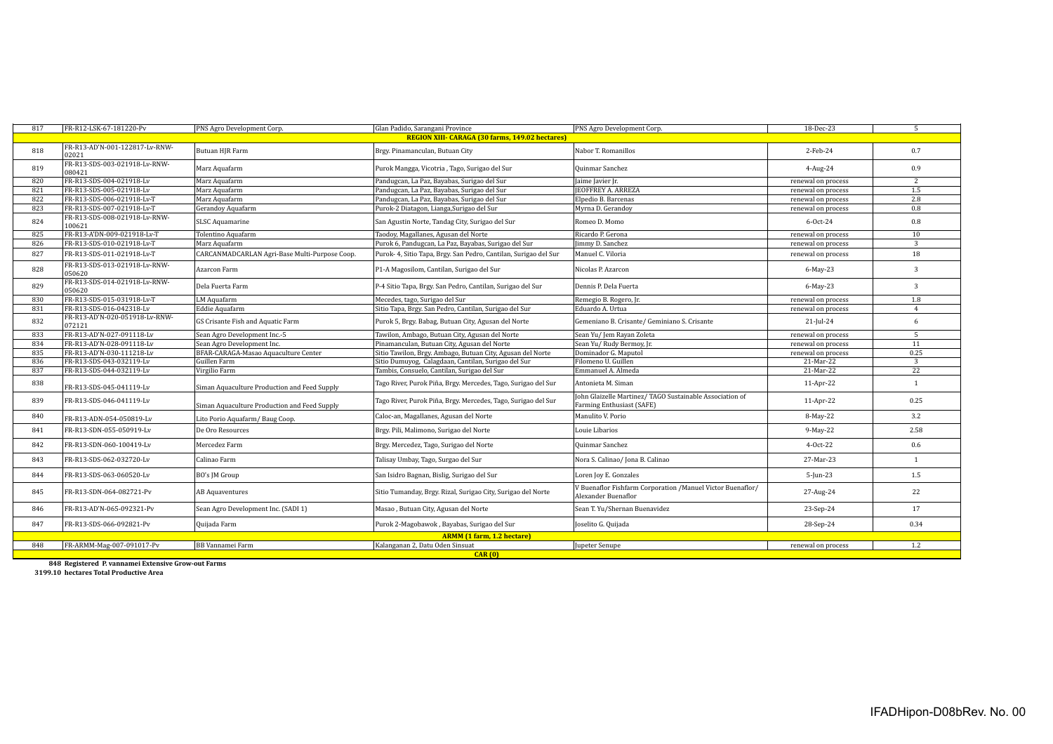| | | | | | | |
|---|---|---|---|---|---|---|
| 817 | FR-R12-LSK-67-181220-Pv | PNS Agro Development Corp. | Glan Padido, Sarangani Province | PNS Agro Development Corp. | 18-Dec-23 | 5 |
| **REGION XIII- CARAGA (30 farms, 149.02 hectares)** | | | | | | |
| 818 | FR-R13-AD'N-001-122817-Lv-RNW-02021 | Butuan HJR Farm | Brgy. Pinamanculan, Butuan City | Nabor T. Romanillos | 2-Feb-24 | 0.7 |
| 819 | FR-R13-SDS-003-021918-Lv-RNW-080421 | Marz Aquafarm | Purok Mangga, Vicotria , Tago, Surigao del Sur | Quinmar Sanchez | 4-Aug-24 | 0.9 |
| 820 | FR-R13-SDS-004-021918-Lv | Marz Aquafarm | Pandugcan, La Paz, Bayabas, Surigao del Sur | Jaime Javier Jr. | renewal on process | 2 |
| 821 | FR-R13-SDS-005-021918-Lv | Marz Aquafarm | Pandugcan, La Paz, Bayabas, Surigao del Sur | JEOFFREY A. ARREZA | renewal on process | 1.5 |
| 822 | FR-R13-SDS-006-021918-Lv-T | Marz Aquafarm | Pandugcan, La Paz, Bayabas, Surigao del Sur | Elpedio B. Barcenas | renewal on process | 2.8 |
| 823 | FR-R13-SDS-007-021918-Lv-T | Gerandoy Aquafarm | Purok-2 Diatagon, Lianga,Surigao del Sur | Myrna D. Gerandoy | renewal on process | 0.8 |
| 824 | FR-R13-SDS-008-021918-Lv-RNW-100621 | SLSC Aquamarine | San Agustin Norte, Tandag City, Surigao del Sur | Romeo D. Momo | 6-Oct-24 | 0.8 |
| 825 | FR-R13-A'DN-009-021918-Lv-T | Tolentino Aquafarm | Taodoy, Magallanes, Agusan del Norte | Ricardo P. Gerona | renewal on process | 10 |
| 826 | FR-R13-SDS-010-021918-Lv-T | Marz Aquafarm | Purok 6, Pandugcan, La Paz, Bayabas, Surigao del Sur | Jimmy D. Sanchez | renewal on process | 3 |
| 827 | FR-R13-SDS-011-021918-Lv-T | CARCANMADCARLAN Agri-Base Multi-Purpose Coop. | Purok- 4, Sitio Tapa, Brgy. San Pedro, Cantilan, Surigao del Sur | Manuel C. Viloria | renewal on process | 18 |
| 828 | FR-R13-SDS-013-021918-Lv-RNW-050620 | Azarcon Farm | P1-A Magosilom, Cantilan, Surigao del Sur | Nicolas P. Azarcon | 6-May-23 | 3 |
| 829 | FR-R13-SDS-014-021918-Lv-RNW-050620 | Dela Fuerta Farm | P-4 Sitio Tapa, Brgy. San Pedro, Cantilan, Surigao del Sur | Dennis P. Dela Fuerta | 6-May-23 | 3 |
| 830 | FR-R13-SDS-015-031918-Lv-T | LM Aquafarm | Mecedes, tago, Surigao del Sur | Remegio B. Rogero, Jr. | renewal on process | 1.8 |
| 831 | FR-R13-SDS-016-042318-Lv | Eddie Aquafarm | Sitio Tapa, Brgy. San Pedro, Cantilan, Surigao del Sur | Eduardo A. Urtua | renewal on process | 4 |
| 832 | FR-R13-AD'N-020-051918-Lv-RNW-072121 | GS Crisante Fish and Aquatic Farm | Purok 5, Brgy. Babag, Butuan City, Agusan del Norte | Gemeniano B. Crisante/ Geminiano S. Crisante | 21-Jul-24 | 6 |
| 833 | FR-R13-AD'N-027-091118-Lv | Sean Agro Development Inc.-5 | Tawilon, Ambago, Butuan City, Agusan del Norte | Sean Yu/ Jem Rayan Zoleta | renewal on process | 5 |
| 834 | FR-R13-AD'N-028-091118-Lv | Sean Agro Development Inc. | Pinamanculan, Butuan City, Agusan del Norte | Sean Yu/ Rudy Bermoy, Jr. | renewal on process | 11 |
| 835 | FR-R13-AD'N-030-111218-Lv | BFAR-CARAGA-Masao Aquaculture Center | Sitio Tawilon, Brgy. Ambago, Butuan City, Agusan del Norte | Dominador G. Maputol | renewal on process | 0.25 |
| 836 | FR-R13-SDS-043-032119-Lv | Guillen Farm | Sitio Dumuyog, Calagdaan, Cantilan, Surigao del Sur | Filomeno U. Guillen | 21-Mar-22 | 3 |
| 837 | FR-R13-SDS-044-032119-Lv | Virgilio Farm | Tambis, Consuelo, Cantilan, Surigao del Sur | Emmanuel A. Almeda | 21-Mar-22 | 22 |
| 838 | FR-R13-SDS-045-041119-Lv | Siman Aquaculture Production and Feed Supply | Tago River, Purok Piña, Brgy. Mercedes, Tago, Surigao del Sur | Antonieta M. Siman | 11-Apr-22 | 1 |
| 839 | FR-R13-SDS-046-041119-Lv | Siman Aquaculture Production and Feed Supply | Tago River, Purok Piña, Brgy. Mercedes, Tago, Surigao del Sur | John Glaizelle Martinez/ TAGO Sustainable Association of Farming Enthusiast (SAFE) | 11-Apr-22 | 0.25 |
| 840 | FR-R13-ADN-054-050819-Lv | Lito Porio Aquafarm/ Baug Coop. | Caloc-an, Magallanes, Agusan del Norte | Manulito V. Porio | 8-May-22 | 3.2 |
| 841 | FR-R13-SDN-055-050919-Lv | De Oro Resources | Brgy. Pili, Malimono, Surigao del Norte | Louie Libarios | 9-May-22 | 2.58 |
| 842 | FR-R13-SDN-060-100419-Lv | Mercedez Farm | Brgy. Mercedez, Tago, Surigao del Norte | Quinmar Sanchez | 4-Oct-22 | 0.6 |
| 843 | FR-R13-SDS-062-032720-Lv | Calinao Farm | Talisay Umbay, Tago, Surgao del Sur | Nora S. Calinao/ Jona B. Calinao | 27-Mar-23 | 1 |
| 844 | FR-R13-SDS-063-060520-Lv | BO's JM Group | San Isidro Bagnan, Bislig, Surigao del Sur | Loren Joy E. Gonzales | 5-Jun-23 | 1.5 |
| 845 | FR-R13-SDN-064-082721-Pv | AB Aquaventures | Sitio Tumanday, Brgy. Rizal, Surigao City, Surigao del Norte | V Buenaflor Fishfarm Corporation /Manuel Victor Buenaflor/ Alexander Buenaflor | 27-Aug-24 | 22 |
| 846 | FR-R13-AD'N-065-092321-Pv | Sean Agro Development Inc. (SADI 1) | Masao , Butuan City, Agusan del Norte | Sean T. Yu/Shernan Buenavidez | 23-Sep-24 | 17 |
| 847 | FR-R13-SDS-066-092821-Pv | Quijada Farm | Purok 2-Magobawok , Bayabas, Surigao del Sur | Joselito G. Quijada | 28-Sep-24 | 0.34 |
| **ARMM (1 farm, 1.2 hectare)** | | | | | | |
| 848 | FR-ARMM-Mag-007-091017-Pv | BB Vannamei Farm | Kalanganan 2, Datu Oden Sinsuat | Jupeter Senupe | renewal on process | 1.2 |
| **CAR (0)** | | | | | | |

**848 Registered P. vannamei Extensive Grow-out Farms**

**3199.10 hectares Total Productive Area**